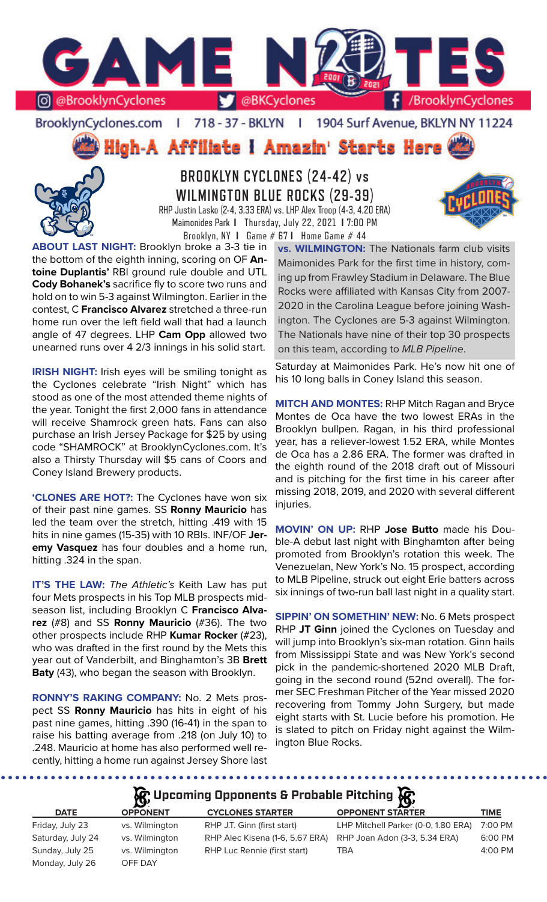# GAME NOTES

@BrooklynCyclones | @BKCyclones | /BrooklynCyclones

BrooklynCyclones.com | 718 - 37 - BKLYN | 1904 Surf Avenue, BKLYN NY 11224

**High-A Affiliate I Amazin' Starts Here**

## BROOKLYN CYCLONES (24-42) vs WILMINGTON BLUE ROCKS (29-39)

RHP Justin Lasko (2-4, 3.33 ERA) vs. LHP Alex Troop (4-3, 4.20 ERA)
Maimonides Park I Thursday, July 22, 2021 I 7:00 PM
Brooklyn, NY I Game # 67 I Home Game # 44

**ABOUT LAST NIGHT:** Brooklyn broke a 3-3 tie in the bottom of the eighth inning, scoring on OF **Antoine Duplantis'** RBI ground rule double and UTL **Cody Bohanek's** sacrifice fly to score two runs and hold on to win 5-3 against Wilmington. Earlier in the contest, C **Francisco Alvarez** stretched a three-run home run over the left field wall that had a launch angle of 47 degrees. LHP **Cam Opp** allowed two unearned runs over 4 2/3 innings in his solid start.

**IRISH NIGHT:** Irish eyes will be smiling tonight as the Cyclones celebrate "Irish Night" which has stood as one of the most attended theme nights of the year. Tonight the first 2,000 fans in attendance will receive Shamrock green hats. Fans can also purchase an Irish Jersey Package for $25 by using code "SHAMROCK" at BrooklynCyclones.com. It's also a Thirsty Thursday will $5 cans of Coors and Coney Island Brewery products.

**'CLONES ARE HOT?:** The Cyclones have won six of their past nine games. SS **Ronny Mauricio** has led the team over the stretch, hitting .419 with 15 hits in nine games (15-35) with 10 RBIs. INF/OF **Jeremy Vasquez** has four doubles and a home run, hitting .324 in the span.

**IT'S THE LAW:** *The Athletic's* Keith Law has put four Mets prospects in his Top MLB prospects midseason list, including Brooklyn C **Francisco Alvarez** (#8) and SS **Ronny Mauricio** (#36). The two other prospects include RHP **Kumar Rocker** (#23), who was drafted in the first round by the Mets this year out of Vanderbilt, and Binghamton's 3B **Brett Baty** (43), who began the season with Brooklyn.

**RONNY'S RAKING COMPANY:** No. 2 Mets prospect SS **Ronny Mauricio** has hits in eight of his past nine games, hitting .390 (16-41) in the span to raise his batting average from .218 (on July 10) to .248. Mauricio at home has also performed well recently, hitting a home run against Jersey Shore last Saturday at Maimonides Park. He's now hit one of his 10 long balls in Coney Island this season.

**vs. WILMINGTON:** The Nationals farm club visits Maimonides Park for the first time in history, coming up from Frawley Stadium in Delaware. The Blue Rocks were affiliated with Kansas City from 2007-2020 in the Carolina League before joining Washington. The Cyclones are 5-3 against Wilmington. The Nationals have nine of their top 30 prospects on this team, according to *MLB Pipeline*.

**MITCH AND MONTES:** RHP Mitch Ragan and Bryce Montes de Oca have the two lowest ERAs in the Brooklyn bullpen. Ragan, in his third professional year, has a reliever-lowest 1.52 ERA, while Montes de Oca has a 2.86 ERA. The former was drafted in the eighth round of the 2018 draft out of Missouri and is pitching for the first time in his career after missing 2018, 2019, and 2020 with several different injuries.

**MOVIN' ON UP:** RHP **Jose Butto** made his Double-A debut last night with Binghamton after being promoted from Brooklyn's rotation this week. The Venezuelan, New York's No. 15 prospect, according to MLB Pipeline, struck out eight Erie batters across six innings of two-run ball last night in a quality start.

**SIPPIN' ON SOMETHIN' NEW:** No. 6 Mets prospect RHP **JT Ginn** joined the Cyclones on Tuesday and will jump into Brooklyn's six-man rotation. Ginn hails from Mississippi State and was New York's second pick in the pandemic-shortened 2020 MLB Draft, going in the second round (52nd overall). The former SEC Freshman Pitcher of the Year missed 2020 recovering from Tommy John Surgery, but made eight starts with St. Lucie before his promotion. He is slated to pitch on Friday night against the Wilmington Blue Rocks.

### Upcoming Opponents & Probable Pitching

| DATE | OPPONENT | CYCLONES STARTER | OPPONENT STARTER | TIME |
|---|---|---|---|---|
| Friday, July 23 | vs. Wilmington | RHP J.T. Ginn (first start) | LHP Mitchell Parker (0-0, 1.80 ERA) | 7:00 PM |
| Saturday, July 24 | vs. Wilmington | RHP Alec Kisena (1-6, 5.67 ERA) | RHP Joan Adon (3-3, 5.34 ERA) | 6:00 PM |
| Sunday, July 25 | vs. Wilmington | RHP Luc Rennie (first start) | TBA | 4:00 PM |
| Monday, July 26 | OFF DAY | | | |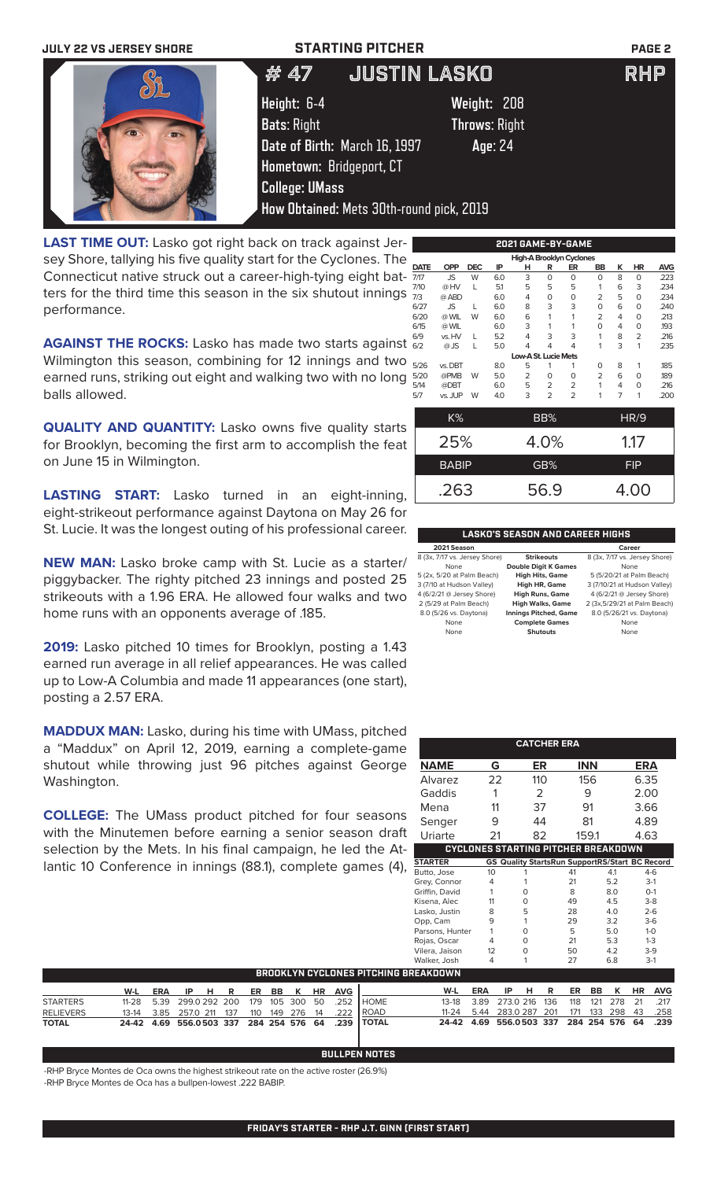JULY 22 VS JERSEY SHORE — STARTING PITCHER

# # 47 JUSTIN LASKO — RHP

**Height:** 6-4 **Weight:** 208
**Bats:** Right **Throws:** Right
**Date of Birth:** March 16, 1997 **Age:** 24
**Hometown:** Bridgeport, CT
**College:** UMass
**How Obtained:** Mets 30th-round pick, 2019

**LAST TIME OUT:** Lasko got right back on track against Jersey Shore, tallying his five quality start for the Cyclones. The Connecticut native struck out a career-high-tying eight batters for the third time this season in the six shutout innings performance.

**AGAINST THE ROCKS:** Lasko has made two starts against Wilmington this season, combining for 12 innings and two earned runs, striking out eight and walking two with no long balls allowed.

**QUALITY AND QUANTITY:** Lasko owns five quality starts for Brooklyn, becoming the first arm to accomplish the feat on June 15 in Wilmington.

**LASTING START:** Lasko turned in an eight-inning, eight-strikeout performance against Daytona on May 26 for St. Lucie. It was the longest outing of his professional career.

**NEW MAN:** Lasko broke camp with St. Lucie as a starter/piggybacker. The righty pitched 23 innings and posted 25 strikeouts with a 1.96 ERA. He allowed four walks and two home runs with an opponents average of .185.

**2019:** Lasko pitched 10 times for Brooklyn, posting a 1.43 earned run average in all relief appearances. He was called up to Low-A Columbia and made 11 appearances (one start), posting a 2.57 ERA.

**MADDUX MAN:** Lasko, during his time with UMass, pitched a "Maddux" on April 12, 2019, earning a complete-game shutout while throwing just 96 pitches against George Washington.

**COLLEGE:** The UMass product pitched for four seasons with the Minutemen before earning a senior season draft selection by the Mets. In his final campaign, he led the Atlantic 10 Conference in innings (88.1), complete games (4),

## 2021 GAME-BY-GAME

| DATE | OPP | DEC | IP | H | R | ER | BB | K | HR | AVG |
|---|---|---|---|---|---|---|---|---|---|---|
| **High-A Brooklyn Cyclones** | | | | | | | | | | |
| 7/17 | JS | W | 6.0 | 3 | 0 | 0 | 0 | 8 | 0 | .223 |
| 7/10 | @HV | L | 5.1 | 5 | 5 | 5 | 1 | 6 | 3 | .234 |
| 7/3 | @ABD | | 6.0 | 4 | 0 | 0 | 2 | 5 | 0 | .234 |
| 6/27 | JS | L | 6.0 | 8 | 3 | 3 | 0 | 6 | 0 | .240 |
| 6/20 | @WIL | W | 6.0 | 6 | 1 | 1 | 2 | 4 | 0 | .213 |
| 6/15 | @WIL | | 6.0 | 3 | 1 | 1 | 0 | 4 | 0 | .193 |
| 6/9 | vs. HV | L | 5.2 | 4 | 3 | 3 | 1 | 8 | 2 | .216 |
| 6/2 | @JS | L | 5.0 | 4 | 4 | 4 | 1 | 3 | 1 | .235 |
| **Low-A St. Lucie Mets** | | | | | | | | | | |
| 5/26 | vs. DBT | | 8.0 | 5 | 1 | 1 | 0 | 8 | 1 | .185 |
| 5/20 | @PMB | W | 5.0 | 2 | 0 | 0 | 2 | 6 | 0 | .189 |
| 5/14 | @DBT | | 6.0 | 5 | 2 | 2 | 1 | 4 | 0 | .216 |
| 5/7 | vs. JUP | W | 4.0 | 3 | 2 | 2 | 1 | 7 | 1 | .200 |

| K% | BB% | HR/9 |
|---|---|---|
| 25% | 4.0% | 1.17 |
| **BABIP** | **GB%** | **FIP** |
| .263 | 56.9 | 4.00 |

## LASKO'S SEASON AND CAREER HIGHS

| 2021 Season | | Career |
|---|---|---|
| 8 (3x, 7/17 vs. Jersey Shore) | Strikeouts | 8 (3x, 7/17 vs. Jersey Shore) |
| None | Double Digit K Games | None |
| 5 (2x, 5/20 at Palm Beach) | High Hits, Game | 5 (5/20/21 at Palm Beach) |
| 3 (7/10 at Hudson Valley) | High HR, Game | 3 (7/10/21 at Hudson Valley) |
| 4 (6/2/21 @ Jersey Shore) | High Runs, Game | 4 (6/2/21 @ Jersey Shore) |
| 2 (5/29 at Palm Beach) | High Walks, Game | 2 (3x,5/29/21 at Palm Beach) |
| 8.0 (5/26 vs. Daytona) | Innings Pitched, Game | 8.0 (5/26/21 vs. Daytona) |
| None | Complete Games | None |
| None | Shutouts | None |

## CATCHER ERA

| NAME | G | ER | INN | ERA |
|---|---|---|---|---|
| Alvarez | 22 | 110 | 156 | 6.35 |
| Gaddis | 1 | 2 | 9 | 2.00 |
| Mena | 11 | 37 | 91 | 3.66 |
| Senger | 9 | 44 | 81 | 4.89 |
| Uriarte | 21 | 82 | 159.1 | 4.63 |

## CYCLONES STARTING PITCHER BREAKDOWN

| STARTER | GS | Quality Starts | Run Support | RS/Start | BC Record |
|---|---|---|---|---|---|
| Butto, Jose | 10 | 1 | 41 | 4.1 | 4-6 |
| Grey, Connor | 4 | 1 | 21 | 5.2 | 3-1 |
| Griffin, David | 1 | 0 | 8 | 8.0 | 0-1 |
| Kisena, Alec | 11 | 0 | 49 | 4.5 | 3-8 |
| Lasko, Justin | 8 | 5 | 28 | 4.0 | 2-6 |
| Opp, Cam | 9 | 1 | 29 | 3.2 | 3-6 |
| Parsons, Hunter | 1 | 0 | 5 | 5.0 | 1-0 |
| Rojas, Oscar | 4 | 0 | 21 | 5.3 | 1-3 |
| Vilera, Jaison | 12 | 0 | 50 | 4.2 | 3-9 |
| Walker, Josh | 4 | 1 | 27 | 6.8 | 3-1 |

## BROOKLYN CYCLONES PITCHING BREAKDOWN

| | W-L | ERA | IP | H | R | ER | BB | K | HR | AVG |
|---|---|---|---|---|---|---|---|---|---|---|
| STARTERS | 11-28 | 5.39 | 299.0 | 292 | 200 | 179 | 105 | 300 | 50 | .252 |
| RELIEVERS | 13-14 | 3.85 | 257.0 | 211 | 137 | 110 | 149 | 276 | 14 | .222 |
| TOTAL | 24-42 | 4.69 | 556.0 | 503 | 337 | 284 | 254 | 576 | 64 | .239 |

| | W-L | ERA | IP | H | R | ER | BB | K | HR | AVG |
|---|---|---|---|---|---|---|---|---|---|---|
| HOME | 13-18 | 3.89 | 273.0 | 216 | 136 | 118 | 121 | 278 | 21 | .217 |
| ROAD | 11-24 | 5.44 | 283.0 | 287 | 201 | 171 | 133 | 298 | 43 | .258 |
| TOTAL | 24-42 | 4.69 | 556.0 | 503 | 337 | 284 | 254 | 576 | 64 | .239 |

## BULLPEN NOTES

-RHP Bryce Montes de Oca owns the highest strikeout rate on the active roster (26.9%)
-RHP Bryce Montes de Oca has a bullpen-lowest .222 BABIP.

FRIDAY'S STARTER - RHP J.T. GINN (FIRST START)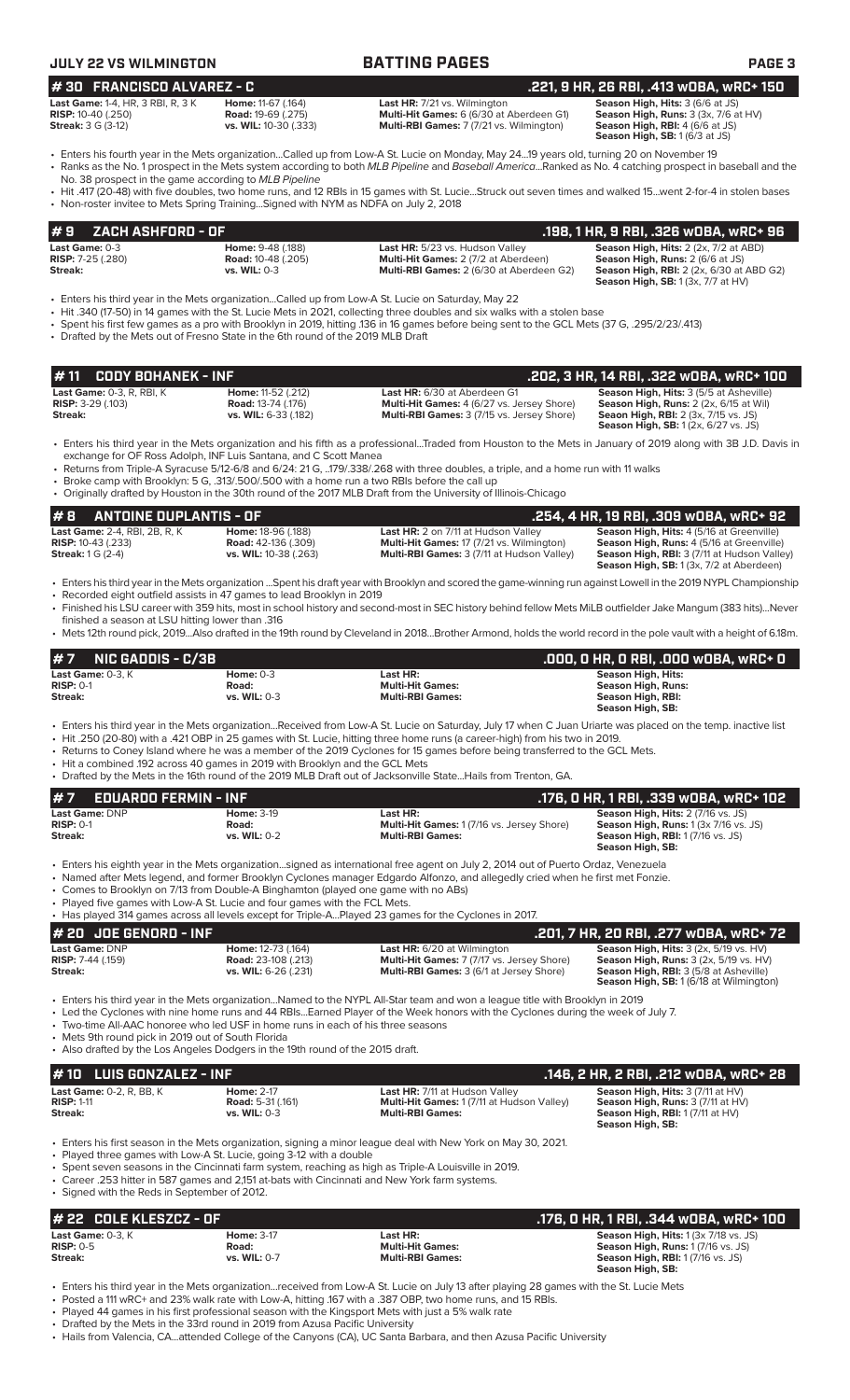## JULY 22 VS WILMINGTON — BATTING PAGES

### # 30 FRANCISCO ALVAREZ - C — .221, 9 HR, 26 RBI, .413 wOBA, wRC+ 150

**Last Game:** 1-4, HR, 3 RBI, R, 3 K
**RISP:** 10-40 (.250)
**Streak:** 3 G (3-12)

**Home:** 11-67 (.164)
**Road:** 19-69 (.275)
**vs. WIL:** 10-30 (.333)

**Last HR:** 7/21 vs. Wilmington
**Multi-Hit Games:** 6 (6/30 at Aberdeen G1)
**Multi-RBI Games:** 7 (7/21 vs. Wilmington)

**Season High, Hits:** 3 (6/6 at JS)
**Season High, Runs:** 3 (3x, 7/6 at HV)
**Season High, RBI:** 4 (6/6 at JS)
**Season High, SB:** 1 (6/3 at JS)

- Enters his fourth year in the Mets organization...Called up from Low-A St. Lucie on Monday, May 24...19 years old, turning 20 on November 19
- Ranks as the No. 1 prospect in the Mets system according to both *MLB Pipeline* and *Baseball America*...Ranked as No. 4 catching prospect in baseball and the No. 38 prospect in the game according to *MLB Pipeline*
- Hit .417 (20-48) with five doubles, two home runs, and 12 RBIs in 15 games with St. Lucie...Struck out seven times and walked 15...went 2-for-4 in stolen bases
- Non-roster invitee to Mets Spring Training...Signed with NYM as NDFA on July 2, 2018

### # 9 ZACH ASHFORD - OF — .198, 1 HR, 9 RBI, .326 wOBA, wRC+ 96

**Last Game:** 0-3
**RISP:** 7-25 (.280)
**Streak:**

**Home:** 9-48 (.188)
**Road:** 10-48 (.205)
**vs. WIL:** 0-3

**Last HR:** 5/23 vs. Hudson Valley
**Multi-Hit Games:** 2 (7/2 at Aberdeen)
**Multi-RBI Games:** 2 (6/30 at Aberdeen G2)

**Season High, Hits:** 2 (2x, 7/2 at ABD)
**Season High, Runs:** 2 (6/6 at JS)
**Season High, RBI:** 2 (2x, 6/30 at ABD G2)
**Season High, SB:** 1 (3x, 7/7 at HV)

- Enters his third year in the Mets organization...Called up from Low-A St. Lucie on Saturday, May 22
- Hit .340 (17-50) in 14 games with the St. Lucie Mets in 2021, collecting three doubles and six walks with a stolen base
- Spent his first few games as a pro with Brooklyn in 2019, hitting .136 in 16 games before being sent to the GCL Mets (37 G, .295/2/23/.413)
- Drafted by the Mets out of Fresno State in the 6th round of the 2019 MLB Draft

### # 11 CODY BOHANEK - INF — .202, 3 HR, 14 RBI, .322 wOBA, wRC+ 100

**Last Game:** 0-3, R, RBI, K
**RISP:** 3-29 (.103)
**Streak:**

**Home:** 11-52 (.212)
**Road:** 13-74 (.176)
**vs. WIL:** 6-33 (.182)

**Last HR:** 6/30 at Aberdeen G1
**Multi-Hit Games:** 4 (6/27 vs. Jersey Shore)
**Multi-RBI Games:** 3 (7/15 vs. Jersey Shore)

**Season High, Hits:** 3 (5/5 at Asheville)
**Season High, Runs:** 2 (2x, 6/15 at Wil)
**Seaon High, RBI:** 2 (3x, 7/15 vs. JS)
**Season High, SB:** 1 (2x, 6/27 vs. JS)

- Enters his third year in the Mets organization and his fifth as a professional...Traded from Houston to the Mets in January of 2019 along with 3B J.D. Davis in exchange for OF Ross Adolph, INF Luis Santana, and C Scott Manea
- Returns from Triple-A Syracuse 5/12-6/8 and 6/24: 21 G, ..179/.338/.268 with three doubles, a triple, and a home run with 11 walks
- Broke camp with Brooklyn: 5 G, .313/.500/.500 with a home run a two RBIs before the call up
- Originally drafted by Houston in the 30th round of the 2017 MLB Draft from the University of Illinois-Chicago

### # 8 ANTOINE DUPLANTIS - OF — .254, 4 HR, 19 RBI, .309 wOBA, wRC+ 92

**Last Game:** 2-4, RBI, 2B, R, K
**RISP:** 10-43 (.233)
**Streak:** 1 G (2-4)

**Home:** 18-96 (.188)
**Road:** 42-136 (.309)
**vs. WIL:** 10-38 (.263)

**Last HR:** 2 on 7/11 at Hudson Valley
**Multi-Hit Games:** 17 (7/21 vs. Wilmington)
**Multi-RBI Games:** 3 (7/11 at Hudson Valley)

**Season High, Hits:** 4 (5/16 at Greenville)
**Season High, Runs:** 4 (5/16 at Greenville)
**Season High, RBI:** 3 (7/11 at Hudson Valley)
**Season High, SB:** 1 (3x, 7/2 at Aberdeen)

- Enters his third year in the Mets organization ...Spent his draft year with Brooklyn and scored the game-winning run against Lowell in the 2019 NYPL Championship
- Recorded eight outfield assists in 47 games to lead Brooklyn in 2019
- Finished his LSU career with 359 hits, most in school history and second-most in SEC history behind fellow Mets MiLB outfielder Jake Mangum (383 hits)...Never finished a season at LSU hitting lower than .316
- Mets 12th round pick, 2019...Also drafted in the 19th round by Cleveland in 2018...Brother Armond, holds the world record in the pole vault with a height of 6.18m.

### # 7 NIC GADDIS - C/3B — .000, 0 HR, 0 RBI, .000 wOBA, wRC+ 0

**Last Game:** 0-3, K
**RISP:** 0-1
**Streak:**

**Home:** 0-3
**Road:**
**vs. WIL:** 0-3

**Last HR:**
**Multi-Hit Games:**
**Multi-RBI Games:**

**Season High, Hits:**
**Season High, Runs:**
**Season High, RBI:**
**Season High, SB:**

- Enters his third year in the Mets organization...Received from Low-A St. Lucie on Saturday, July 17 when C Juan Uriarte was placed on the temp. inactive list
- Hit .250 (20-80) with a .421 OBP in 25 games with St. Lucie, hitting three home runs (a career-high) from his two in 2019.
- Returns to Coney Island where he was a member of the 2019 Cyclones for 15 games before being transferred to the GCL Mets.
- Hit a combined .192 across 40 games in 2019 with Brooklyn and the GCL Mets
- Drafted by the Mets in the 16th round of the 2019 MLB Draft out of Jacksonville State...Hails from Trenton, GA.

### # 7 EDUARDO FERMIN - INF — .176, 0 HR, 1 RBI, .339 wOBA, wRC+ 102

**Last Game:** DNP
**RISP:** 0-1
**Streak:**

**Home:** 3-19
**Road:**
**vs. WIL:** 0-2

**Last HR:**
**Multi-Hit Games:** 1 (7/16 vs. Jersey Shore)
**Multi-RBI Games:**

**Season High, Hits:** 2 (7/16 vs. JS)
**Season High, Runs:** 1 (3x 7/16 vs. JS)
**Season High, RBI:** 1 (7/16 vs. JS)
**Season High, SB:**

- Enters his eighth year in the Mets organization...signed as international free agent on July 2, 2014 out of Puerto Ordaz, Venezuela
- Named after Mets legend, and former Brooklyn Cyclones manager Edgardo Alfonzo, and allegedly cried when he first met Fonzie.
- Comes to Brooklyn on 7/13 from Double-A Binghamton (played one game with no ABs)
- Played five games with Low-A St. Lucie and four games with the FCL Mets.
- Has played 314 games across all levels except for Triple-A...Played 23 games for the Cyclones in 2017.

### # 20 JOE GENORD - INF — .201, 7 HR, 20 RBI, .277 wOBA, wRC+ 72

**Last Game:** DNP
**RISP:** 7-44 (.159)
**Streak:**

**Home:** 12-73 (.164)
**Road:** 23-108 (.213)
**vs. WIL:** 6-26 (.231)

**Last HR:** 6/20 at Wilmington
**Multi-Hit Games:** 7 (7/17 vs. Jersey Shore)
**Multi-RBI Games:** 3 (6/1 at Jersey Shore)

**Season High, Hits:** 3 (2x, 5/19 vs. HV)
**Season High, Runs:** 3 (2x, 5/19 vs. HV)
**Season High, RBI:** 3 (5/8 at Asheville)
**Season High, SB:** 1 (6/18 at Wilmington)

- Enters his third year in the Mets organization...Named to the NYPL All-Star team and won a league title with Brooklyn in 2019
- Led the Cyclones with nine home runs and 44 RBIs...Earned Player of the Week honors with the Cyclones during the week of July 7.
- Two-time All-AAC honoree who led USF in home runs in each of his three seasons
- Mets 9th round pick in 2019 out of South Florida
- Also drafted by the Los Angeles Dodgers in the 19th round of the 2015 draft.

### # 10 LUIS GONZALEZ - INF — .146, 2 HR, 2 RBI, .212 wOBA, wRC+ 28

**Last Game:** 0-2, R, BB, K
**RISP:** 1-11
**Streak:**

**Home:** 2-17
**Road:** 5-31 (.161)
**vs. WIL:** 0-3

**Last HR:** 7/11 at Hudson Valley
**Multi-Hit Games:** 1 (7/11 at Hudson Valley)
**Multi-RBI Games:**

**Season High, Hits:** 3 (7/11 at HV)
**Season High, Runs:** 3 (7/11 at HV)
**Season High, RBI:** 1 (7/11 at HV)
**Season High, SB:**

- Enters his first season in the Mets organization, signing a minor league deal with New York on May 30, 2021.
- Played three games with Low-A St. Lucie, going 3-12 with a double
- Spent seven seasons in the Cincinnati farm system, reaching as high as Triple-A Louisville in 2019.
- Career .253 hitter in 587 games and 2,151 at-bats with Cincinnati and New York farm systems.
- Signed with the Reds in September of 2012.

### # 22 COLE KLESZCZ - OF — .176, 0 HR, 1 RBI, .344 wOBA, wRC+ 100

**Last Game:** 0-3, K
**RISP:** 0-5
**Streak:**

**Home:** 3-17
**Road:**
**vs. WIL:** 0-7

**Last HR:**
**Multi-Hit Games:**
**Multi-RBI Games:**

**Season High, Hits:** 1 (3x 7/18 vs. JS)
**Season High, Runs:** 1 (7/16 vs. JS)
**Season High, RBI:** 1 (7/16 vs. JS)
**Season High, SB:**

- Enters his third year in the Mets organization...received from Low-A St. Lucie on July 13 after playing 28 games with the St. Lucie Mets
- Posted a 111 wRC+ and 23% walk rate with Low-A, hitting .167 with a .387 OBP, two home runs, and 15 RBIs.
- Played 44 games in his first professional season with the Kingsport Mets with just a 5% walk rate
- Drafted by the Mets in the 33rd round in 2019 from Azusa Pacific University
- Hails from Valencia, CA...attended College of the Canyons (CA), UC Santa Barbara, and then Azusa Pacific University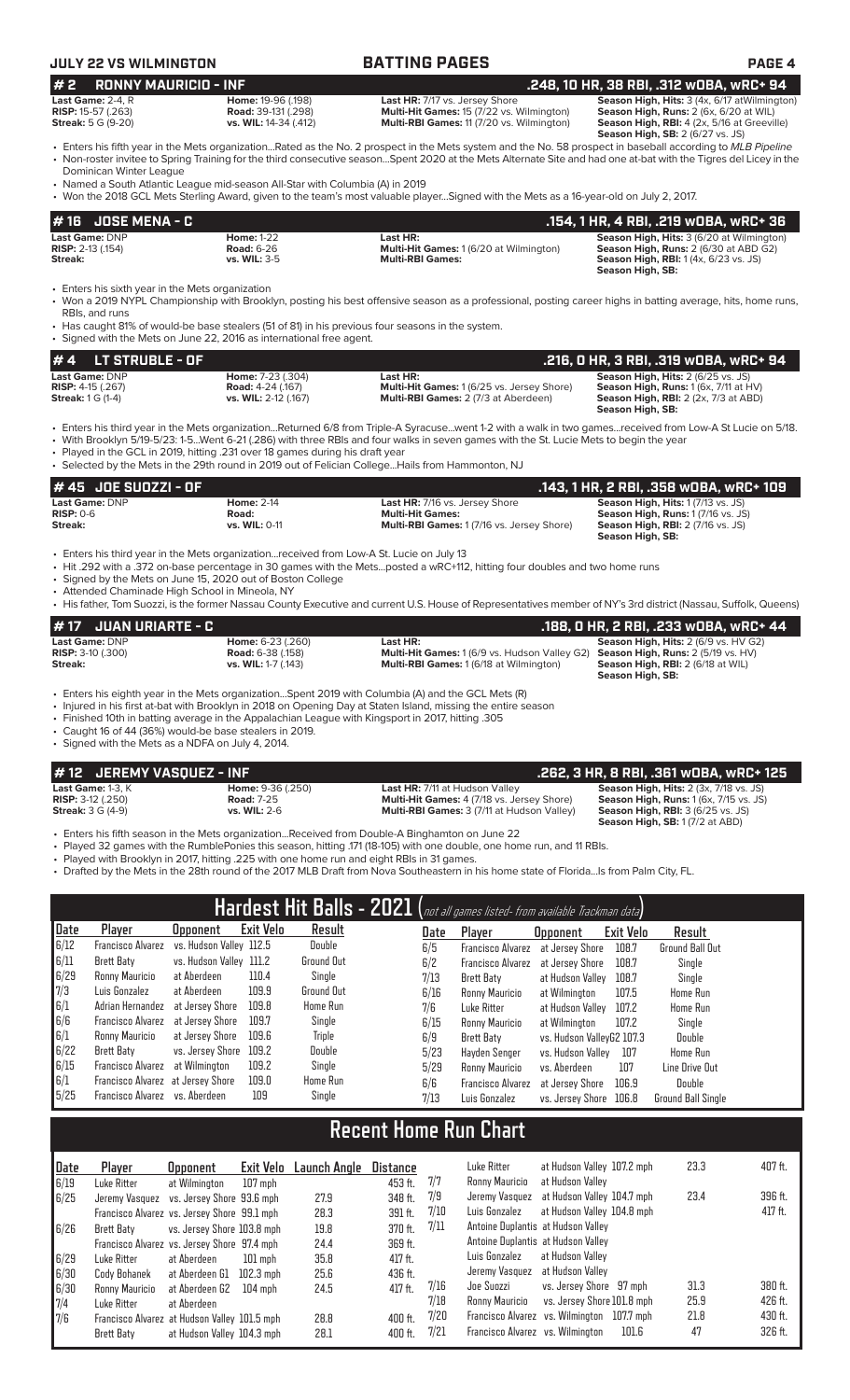**JULY 22 VS WILMINGTON** — **BATTING PAGES**

## #2 RONNY MAURICIO - INF — .248, 10 HR, 38 RBI, .312 wOBA, wRC+ 94

**Last Game:** 2-4, R | **Home:** 19-96 (.198) | **Last HR:** 7/17 vs. Jersey Shore | **Season High, Hits:** 3 (4x, 6/17 atWilmington)
**RISP:** 15-57 (.263) | **Road:** 39-131 (.298) | **Multi-Hit Games:** 15 (7/22 vs. Wilmington) | **Season High, Runs:** 2 (6x, 6/20 at WIL)
**Streak:** 5 G (9-20) | **vs. WIL:** 14-34 (.412) | **Multi-RBI Games:** 11 (7/20 vs. Wilmington) | **Season High, RBI:** 4 (2x, 5/16 at Greeville)
**Season High, SB:** 2 (6/27 vs. JS)

- Enters his fifth year in the Mets organization...Rated as the No. 2 prospect in the Mets system and the No. 58 prospect in baseball according to *MLB Pipeline*
- Non-roster invitee to Spring Training for the third consecutive season...Spent 2020 at the Mets Alternate Site and had one at-bat with the Tigres del Licey in the Dominican Winter League
- Named a South Atlantic League mid-season All-Star with Columbia (A) in 2019
- Won the 2018 GCL Mets Sterling Award, given to the team's most valuable player...Signed with the Mets as a 16-year-old on July 2, 2017.

## #16 JOSE MENA - C — .154, 1 HR, 4 RBI, .219 wOBA, wRC+ 36

**Last Game:** DNP | **Home:** 1-22 | **Last HR:** | **Season High, Hits:** 3 (6/20 at Wilmington)
**RISP:** 2-13 (.154) | **Road:** 6-26 | **Multi-Hit Games:** 1 (6/20 at Wilmington) | **Season High, Runs:** 2 (6/30 at ABD G2)
**Streak:** | **vs. WIL:** 3-5 | **Multi-RBI Games:** | **Season High, RBI:** 1 (4x, 6/23 vs. JS)
**Season High, SB:**

- Enters his sixth year in the Mets organization
- Won a 2019 NYPL Championship with Brooklyn, posting his best offensive season as a professional, posting career highs in batting average, hits, home runs, RBIs, and runs
- Has caught 81% of would-be base stealers (51 of 81) in his previous four seasons in the system.
- Signed with the Mets on June 22, 2016 as international free agent.

## #4 LT STRUBLE - OF — .216, 0 HR, 3 RBI, .319 wOBA, wRC+ 94

**Last Game:** DNP | **Home:** 7-23 (.304) | **Last HR:** | **Season High, Hits:** 2 (6/25 vs. JS)
**RISP:** 4-15 (.267) | **Road:** 4-24 (.167) | **Multi-Hit Games:** 1 (6/25 vs. Jersey Shore) | **Season High, Runs:** 1 (6x, 7/11 at HV)
**Streak:** 1 G (1-4) | **vs. WIL:** 2-12 (.167) | **Multi-RBI Games:** 2 (7/3 at Aberdeen) | **Season High, RBI:** 2 (2x, 7/3 at ABD)
**Season High, SB:**

- Enters his third year in the Mets organization...Returned 6/8 from Triple-A Syracuse...went 1-2 with a walk in two games...received from Low-A St Lucie on 5/18.
- With Brooklyn 5/19-5/23: 1-5...Went 6-21 (.286) with three RBIs and four walks in seven games with the St. Lucie Mets to begin the year
- Played in the GCL in 2019, hitting .231 over 18 games during his draft year
- Selected by the Mets in the 29th round in 2019 out of Felician College...Hails from Hammonton, NJ

## #45 JOE SUOZZI - OF — .143, 1 HR, 2 RBI, .358 wOBA, wRC+ 109

**Last Game:** DNP | **Home:** 2-14 | **Last HR:** 7/16 vs. Jersey Shore | **Season High, Hits:** 1 (7/13 vs. JS)
**RISP:** 0-6 | **Road:** | **Multi-Hit Games:** | **Season High, Runs:** 1 (7/16 vs. JS)
**Streak:** | **vs. WIL:** 0-11 | **Multi-RBI Games:** 1 (7/16 vs. Jersey Shore) | **Season High, RBI:** 2 (7/16 vs. JS)
**Season High, SB:**

- Enters his third year in the Mets organization...received from Low-A St. Lucie on July 13
- Hit .292 with a .372 on-base percentage in 30 games with the Mets...posted a wRC+112, hitting four doubles and two home runs
- Signed by the Mets on June 15, 2020 out of Boston College
- Attended Chaminade High School in Mineola, NY
- His father, Tom Suozzi, is the former Nassau County Executive and current U.S. House of Representatives member of NY's 3rd district (Nassau, Suffolk, Queens)

## #17 JUAN URIARTE - C — .188, 0 HR, 2 RBI, .233 wOBA, wRC+ 44

**Last Game:** DNP | **Home:** 6-23 (.260) | **Last HR:** | **Season High, Hits:** 2 (6/9 vs. HV G2)
**RISP:** 3-10 (.300) | **Road:** 6-38 (.158) | **Multi-Hit Games:** 1 (6/9 vs. Hudson Valley G2) | **Season High, Runs:** 2 (5/19 vs. HV)
**Streak:** | **vs. WIL:** 1-7 (.143) | **Multi-RBI Games:** 1 (6/18 at Wilmington) | **Season High, RBI:** 2 (6/18 at WIL)
**Season High, SB:**

- Enters his eighth year in the Mets organization...Spent 2019 with Columbia (A) and the GCL Mets (R)
- Injured in his first at-bat with Brooklyn in 2018 on Opening Day at Staten Island, missing the entire season
- Finished 10th in batting average in the Appalachian League with Kingsport in 2017, hitting .305
- Caught 16 of 44 (36%) would-be base stealers in 2019.
- Signed with the Mets as a NDFA on July 4, 2014.

## #12 JEREMY VASQUEZ - INF — .262, 3 HR, 8 RBI, .361 wOBA, wRC+ 125

**Last Game:** 1-3, K | **Home:** 9-36 (.250) | **Last HR:** 7/11 at Hudson Valley | **Season High, Hits:** 2 (3x, 7/18 vs. JS)
**RISP:** 3-12 (.250) | **Road:** 7-25 | **Multi-Hit Games:** 4 (7/18 vs. Jersey Shore) | **Season High, Runs:** 1 (6x, 7/15 vs. JS)
**Streak:** 3 G (4-9) | **vs. WIL:** 2-6 | **Multi-RBI Games:** 3 (7/11 at Hudson Valley) | **Season High, RBI:** 3 (6/25 vs. JS)
**Season High, SB:** 1 (7/2 at ABD)

- Enters his fifth season in the Mets organization...Received from Double-A Binghamton on June 22
- Played 32 games with the RumblePonies this season, hitting .171 (18-105) with one double, one home run, and 11 RBIs.
- Played with Brooklyn in 2017, hitting .225 with one home run and eight RBIs in 31 games.
- Drafted by the Mets in the 28th round of the 2017 MLB Draft from Nova Southeastern in his home state of Florida...Is from Palm City, FL.

## Hardest Hit Balls - 2021 (not all games listed- from available Trackman data)

| Date | Player | Opponent | Exit Velo | Result | Date | Player | Opponent | Exit Velo | Result |
|---|---|---|---|---|---|---|---|---|---|
| 6/12 | Francisco Alvarez | vs. Hudson Valley | 112.5 | Double | 6/5 | Francisco Alvarez | at Jersey Shore | 108.7 | Ground Ball Out |
| 6/11 | Brett Baty | vs. Hudson Valley | 111.2 | Ground Out | 6/2 | Francisco Alvarez | at Jersey Shore | 108.7 | Single |
| 6/29 | Ronny Mauricio | at Aberdeen | 110.4 | Single | 7/13 | Brett Baty | at Hudson Valley | 108.7 | Single |
| 7/3 | Luis Gonzalez | at Aberdeen | 109.9 | Ground Out | 6/16 | Ronny Mauricio | at Wilmington | 107.5 | Home Run |
| 6/1 | Adrian Hernandez | at Jersey Shore | 109.8 | Home Run | 7/6 | Luke Ritter | at Hudson Valley | 107.2 | Home Run |
| 6/6 | Francisco Alvarez | at Jersey Shore | 109.7 | Single | 6/15 | Ronny Mauricio | at Wilmington | 107.2 | Single |
| 6/1 | Ronny Mauricio | at Jersey Shore | 109.6 | Triple | 6/9 | Brett Baty | vs. Hudson ValleyG2 | 107.3 | Double |
| 6/22 | Brett Baty | vs. Jersey Shore | 109.2 | Double | 5/23 | Hayden Senger | vs. Hudson Valley | 107 | Home Run |
| 6/15 | Francisco Alvarez | at Wilmington | 109.2 | Single | 5/29 | Ronny Mauricio | vs. Aberdeen | 107 | Line Drive Out |
| 6/1 | Francisco Alvarez | at Jersey Shore | 109.0 | Home Run | 6/6 | Francisco Alvarez | at Jersey Shore | 106.9 | Double |
| 5/25 | Francisco Alvarez | vs. Aberdeen | 109 | Single | 7/13 | Luis Gonzalez | vs. Jersey Shore | 106.8 | Ground Ball Single |

## Recent Home Run Chart

| Date | Player | Opponent | Exit Velo | Launch Angle | Distance |
|---|---|---|---|---|---|
| 6/19 | Luke Ritter | at Wilmington | 107 mph | | 453 ft. |
| 6/25 | Jeremy Vasquez | vs. Jersey Shore | 93.6 mph | 27.9 | 348 ft. |
| | Francisco Alvarez | vs. Jersey Shore | 99.1 mph | 28.3 | 391 ft. |
| 6/26 | Brett Baty | vs. Jersey Shore | 103.8 mph | 19.8 | 370 ft. |
| | Francisco Alvarez | vs. Jersey Shore | 97.4 mph | 24.4 | 369 ft. |
| 6/29 | Luke Ritter | at Aberdeen | 101 mph | 35.8 | 417 ft. |
| 6/30 | Cody Bohanek | at Aberdeen G1 | 102.3 mph | 25.6 | 436 ft. |
| 6/30 | Ronny Mauricio | at Aberdeen G2 | 104 mph | 24.5 | 417 ft. |
| 7/4 | Luke Ritter | at Aberdeen | | | |
| 7/6 | Francisco Alvarez | at Hudson Valley | 101.5 mph | 28.8 | 400 ft. |
| | Brett Baty | at Hudson Valley | 104.3 mph | 28.1 | 400 ft. |
| 7/7 | Luke Ritter | at Hudson Valley | 107.2 mph | 23.3 | 407 ft. |
| | Ronny Mauricio | at Hudson Valley | | | |
| 7/9 | Jeremy Vasquez | at Hudson Valley | 104.7 mph | 23.4 | 396 ft. |
| 7/10 | Luis Gonzalez | at Hudson Valley | 104.8 mph | | 417 ft. |
| 7/11 | Antoine Duplantis | at Hudson Valley | | | |
| | Antoine Duplantis | at Hudson Valley | | | |
| | Luis Gonzalez | at Hudson Valley | | | |
| | Jeremy Vasquez | at Hudson Valley | | | |
| 7/16 | Joe Suozzi | vs. Jersey Shore | 97 mph | 31.3 | 380 ft. |
| 7/18 | Ronny Mauricio | vs. Jersey Shore | 101.8 mph | 25.9 | 426 ft. |
| 7/20 | Francisco Alvarez | vs. Wilmington | 107.7 mph | 21.8 | 430 ft. |
| 7/21 | Francisco Alvarez | vs. Wilmington | 101.6 | 47 | 326 ft. |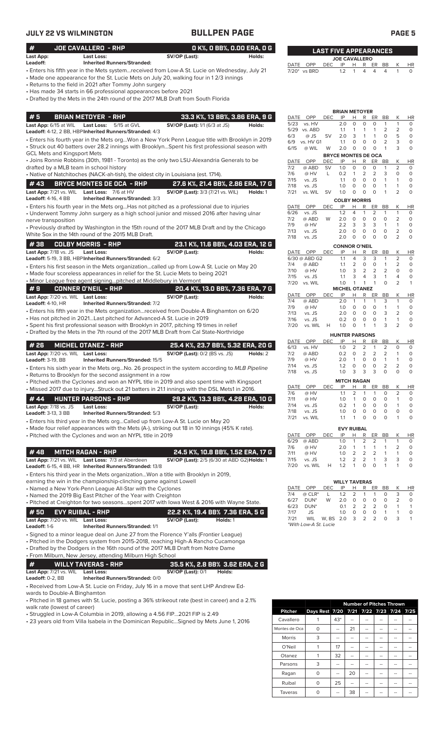## JULY 22 VS WILMINGTON — BULLPEN PAGE

### # JOE CAVALLERO - RHP — 0 K%, 0 BB%, 0.00 ERA, 0 G

**Last App:** **Last Loss:** **SV/OP (Last):** **Holds:**
**Leadoff:** **Inherited Runners/Stranded:**

- Enters his fifth year in the Mets system...received from Low-A St. Lucie on Wednesday, July 21
- Made one appearance for the St. Lucie Mets on July 20, walking four in 1 2/3 innings
- Returns to the field in 2021 after Tommy John surgery
- Has made 34 starts in 66 professional appearances before 2021
- Drafted by the Mets in the 24th round of the 2017 MLB Draft from South Florida

### # 5 BRIAN METOYER - RHP — 33.3 K%, 13 BB%, 3.86 ERA, 9 G

**Last App:** 6/15 at WIL **Last Loss:** 5/15 at GVL **SV/OP (Last):** 1/1 (6/3 at JS) **Holds:**
**Leadoff:** 4-12, 2 BB, HBP **Inherited Runners/Stranded:** 4/3

- Enters his fourth year in the Mets org...Won a New York Penn League title with Brooklyn in 2019
- Struck out 40 batters over 28.2 innings with Brooklyn...Spent his first professional season with GCL Mets and Kingsport Mets
- Joins Ronnie Robbins (30th, 1981 - Toronto) as the only two LSU-Alexandria Generals to be drafted by a MLB team in school history
- Native of Natchitoches (NACK-ah-tish), the oldest city in Louisiana (est. 1714).

### # 43 BRYCE MONTES DE OCA - RHP — 27.6 K%, 21.4 BB%, 2.86 ERA, 17 G

**Last App:** 7/21 vs. WIL **Last Loss:** 7/6 at HV **SV/OP (Last):** 3/3 (7/21 vs. WIL) **Holds:** 1
**Leadoff:** 4-16, 4 BB **Inherited Runners/Stranded:** 3/3

- Enters his fourth year in the Mets org...Has not pitched as a professional due to injuries
- Underwent Tommy John surgery as a high school junior and missed 2016 after having ulnar nerve transposition
- Previously drafted by Washington in the 15th round of the 2017 MLB Draft and by the Chicago White Sox in the 14th round of the 2015 MLB Draft.

### # 38 COLBY MORRIS - RHP — 23.1 K%, 11.6 BB%, 4.03 ERA, 12 G

**Last App:** 7/18 vs. JS **Last Loss:** **SV/OP (Last):** **Holds:**
**Leadoff:** 5-19, 3 BB, HBP **Inherited Runners/Stranded:** 6/2

- Enters his first season in the Mets organization...called up from Low-A St. Lucie on May 20
- Made four scoreless appearances in relief for the St. Lucie Mets to being 2021
- Minor League free agent signing...pitched at Middlebury in Vermont

### # 9 CONNER O'NEIL - RHP — 20.4 K%, 13.0 BB%, 7.36 ERA, 7 G

**Last App:** 7/20 vs. WIL **Last Loss:** **SV/OP (Last):** **Holds:**
**Leadoff:** 4-10, HR **Inherited Runners/Stranded:** 7/2

- Enters his fifth year in the Mets organization...received from Double-A Binghamton on 6/20
- Has not pitched in 2021...Last pitched for Advanced-A St. Lucie in 2019
- Spent his first professional season with Brooklyn in 2017, pitching 19 times in relief
- Drafted by the Mets in the 7th round of the 2017 MLB Draft from Cal State-Northridge

### # 26 MICHEL OTANEZ - RHP — 25.4 K%, 23.7 BB%, 5.32 ERA, 20 G

**Last App:** 7/20 vs. WIL **Last Loss:** **SV/OP (Last):** 0/2 (BS vs. JS) **Holds:** 2
**Leadoff:** 3-19, BB **Inherited Runners/Stranded:** 15/5

- Enters his sixth year in the Mets org...No. 26 prospect in the system according to *MLB Pipeline*
- Returns to Brooklyn for the second assignment in a row
- Pitched with the Cyclones and won an NYPL title in 2019 and also spent time with Kingsport
- Missed 2017 due to injury...Struck out 21 batters in 21.1 innings with the DSL Mets1 in 2016.

### # 44 HUNTER PARSONS - RHP — 29.2 K%, 13.3 BB%, 4.28 ERA, 10 G

**Last App:** 7/18 vs. JS **Last Loss:** **SV/OP (Last):** **Holds:**
**Leadoff:** 3-13, 3 BB **Inherited Runners/Stranded:** 5/3

- Enters his third year in the Mets org...Called up from Low-A St. Lucie on May 20
- Made four relief appearances with the Mets (A-), striking out 18 in 10 innings (45% K rate).
- Pitched with the Cyclones and won an NYPL title in 2019

### # 48 MITCH RAGAN - RHP — 24.5 K%, 10.8 BB%, 1.52 ERA, 17 G

**Last App:** 7/21 vs. WIL **Last Loss:** 7/3 at Aberdeen **SV/OP (Last):** 2/5 (6/30 at ABD G2) **Holds:** 1
**Leadoff:** 6-15, 4 BB, HR **Inherited Runners/Stranded:** 13/8

- Enters his third year in the Mets organization...Won a title with Brooklyn in 2019, earning the win in the championship-clinching game against Lowell
- Named a New York-Penn League All-Star with the Cyclones
- Named the 2019 Big East Pitcher of the Year with Creighton
- Pitched at Creighton for two seasons...spent 2017 with Iowa West & 2016 with Wayne State.

### # 50 EVY RUIBAL - RHP — 22.2 K%, 19.4 BB% 7.36 ERA, 5 G

**Last App:** 7/20 vs. WIL **Last Loss:** **SV/OP (Last):** **Holds:** 1
**Leadoff:** 1-6 **Inherited Runners/Stranded:** 1/1

- Signed to a minor league deal on June 27 from the Florence Y'alls (Frontier League)
- Pitched in the Dodgers system from 2015-2018, reaching High-A Rancho Cucamonga
- Drafted by the Dodgers in the 16th round of the 2017 MLB Draft from Notre Dame
- From Milburn, New Jersey, attending Milburn High School

### # WILLY TAVERAS - RHP — 35.5 K%, 2.8 BB% 3.62 ERA, 2 G

**Last App:** 7/21 vs. WIL **Last Loss:** **SV/OP (Last):** 0/1 **Holds:**
**Leadoff:** 0-2, BB **Inherited Runners/Stranded:** 0/0

- Received from Low-A St. Lucie on Friday, July 16 in a move that sent LHP Andrew Edwards to Double-A Binghamton
- Pitched in 18 games with St. Lucie, posting a 36% strikeout rate (best in career) and a 2.1% walk rate (lowest of career)
- Struggled in Low-A Columbia in 2019, allowing a 4.56 FIP...2021 FIP is 2.49
- 23 years old from Villa Isabela in the Dominican Republic...Signed by Mets June 1, 2016

## LAST FIVE APPEARANCES

**JOE CAVALLERO**

| DATE | OPP | DEC | IP | H | R | ER | BB | K | HR |
|---|---|---|---|---|---|---|---|---|---|
| 7/20* | vs BRD | | 1.2 | 1 | 4 | 4 | 4 | 1 | 0 |

**BRIAN METOYER**

| DATE | OPP | DEC | IP | H | R | ER | BB | K | HR |
|---|---|---|---|---|---|---|---|---|---|
| 5/23 | vs. HV | | 2.0 | 0 | 0 | 0 | 1 | 1 | 0 |
| 5/29 | vs. ABD | | 1.1 | 1 | 1 | 1 | 2 | 2 | 0 |
| 6/3 | @ JS | SV | 2.0 | 3 | 1 | 1 | 0 | 5 | 0 |
| 6/9 | vs. HV G1 | | 1.1 | 0 | 0 | 0 | 2 | 3 | 0 |
| 6/15 | @ WIL | W | 2.0 | 0 | 0 | 0 | 1 | 3 | 0 |

**BRYCE MONTES DE OCA**

| DATE | OPP | DEC | IP | H | R | ER | BB | K | HR |
|---|---|---|---|---|---|---|---|---|---|
| 7/2 | @ ABD | SV | 1.0 | 0 | 0 | 0 | 1 | 2 | 0 |
| 7/6 | @ HV | L | 0.2 | 1 | 2 | 2 | 3 | 0 | 0 |
| 7/15 | vs. JS | | 1.1 | 0 | 0 | 0 | 1 | 1 | 0 |
| 7/18 | vs. JS | | 1.0 | 0 | 0 | 0 | 1 | 1 | 0 |
| 7/21 | vs. WIL | SV | 1.0 | 0 | 0 | 0 | 1 | 2 | 0 |

**COLBY MORRIS**

| DATE | OPP | DEC | IP | H | R | ER | BB | K | HR |
|---|---|---|---|---|---|---|---|---|---|
| 6/26 | vs. JS | | 1.2 | 4 | 1 | 2 | 1 | 1 | 0 |
| 7/2 | @ ABD | W | 2.0 | 0 | 0 | 0 | 0 | 2 | 0 |
| 7/9 | @ HV | | 2.2 | 3 | 3 | 3 | 1 | 1 | 0 |
| 7/13 | vs. JS | | 2.0 | 0 | 0 | 0 | 0 | 2 | 0 |
| 7/18 | vs. JS | | 2.0 | 0 | 0 | 0 | 0 | 2 | 0 |

**CONNOR O'NEIL**

| DATE | OPP | DEC | IP | H | R | ER | BB | K | HR |
|---|---|---|---|---|---|---|---|---|---|
| 6/30 | @ ABD G2 | | 1.1 | 4 | 3 | 3 | 1 | 2 | 0 |
| 7/4 | @ ABD | | 1.1 | 2 | 0 | 0 | 1 | 2 | 0 |
| 7/10 | @ HV | | 1.0 | 3 | 2 | 2 | 2 | 0 | 0 |
| 7/15 | vs. JS | | 1.1 | 3 | 4 | 3 | 1 | 4 | 0 |
| 7/20 | vs. WIL | | 1.0 | 1 | 1 | 1 | 0 | 2 | 1 |

**MICHEL OTANEZ**

| DATE | OPP | DEC | IP | H | R | ER | BB | K | HR |
|---|---|---|---|---|---|---|---|---|---|
| 7/4 | @ ABD | | 2.0 | 1 | 1 | 1 | 3 | 1 | 0 |
| 7/9 | @ HV | | 1.0 | 0 | 0 | 0 | 1 | 1 | 0 |
| 7/13 | vs. JS | | 2.0 | 0 | 0 | 0 | 3 | 2 | 0 |
| 7/16 | vs. JS | | 0.2 | 0 | 0 | 0 | 1 | 1 | 0 |
| 7/20 | vs. WIL | H | 1.0 | 0 | 1 | 1 | 3 | 2 | 0 |

**HUNTER PARSONS**

| DATE | OPP | DEC | IP | H | R | ER | BB | K | HR |
|---|---|---|---|---|---|---|---|---|---|
| 6/13 | vs. HV | | 1.0 | 2 | 2 | 1 | 2 | 0 | 0 |
| 7/2 | @ ABD | | 0.2 | 0 | 2 | 2 | 2 | 1 | 0 |
| 7/9 | @ HV | | 2.0 | 1 | 0 | 0 | 1 | 1 | 0 |
| 7/14 | vs. JS | | 1.2 | 0 | 0 | 0 | 2 | 2 | 0 |
| 7/18 | vs. JS | | 1.0 | 3 | 3 | 3 | 0 | 0 | 0 |

**MITCH RAGAN**

| DATE | OPP | DEC | IP | H | R | ER | BB | K | HR |
|---|---|---|---|---|---|---|---|---|---|
| 7/6 | @ HV | | 1.1 | 2 | 1 | 1 | 0 | 2 | 0 |
| 7/11 | @ HV | | 1.0 | 1 | 0 | 0 | 0 | 1 | 0 |
| 7/14 | vs. JS | | 0.2 | 1 | 0 | 0 | 0 | 1 | 0 |
| 7/18 | vs. JS | | 1.0 | 0 | 0 | 0 | 0 | 0 | 0 |
| 7/21 | vs. WIL | | 1.1 | 1 | 0 | 0 | 0 | 1 | 0 |

**EVY RUIBAL**

| DATE | OPP | DEC | IP | H | R | ER | BB | K | HR |
|---|---|---|---|---|---|---|---|---|---|
| 6/29 | @ ABD | | 1.0 | 1 | 2 | 2 | 1 | 1 | 0 |
| 7/6 | @ HV | | 2.0 | 1 | 1 | 1 | 1 | 2 | 0 |
| 7/11 | @ HV | | 1.0 | 2 | 2 | 2 | 1 | 1 | 0 |
| 7/15 | vs. JS | | 1.2 | 2 | 2 | 1 | 3 | 3 | 0 |
| 7/20 | vs. WIL | H | 1.2 | 1 | 0 | 0 | 1 | 1 | 0 |

**WILLY TAVERAS**

| DATE | OPP | DEC | IP | H | R | ER | BB | K | HR |
|---|---|---|---|---|---|---|---|---|---|
| 7/4 | @ CLR* | L | 1.2 | 2 | 1 | 1 | 0 | 3 | 0 |
| 6/27 | DUN* | W | 2.0 | 0 | 0 | 0 | 0 | 2 | 0 |
| 6/23 | DUN* | | 0.1 | 2 | 2 | 2 | 0 | 1 | 1 |
| 7/17 | JS | | 1.0 | 0 | 0 | 0 | 0 | 1 | 0 |
| 7/21 | WIL | W, BS | 2.0 | 3 | 2 | 2 | 0 | 3 | 1 |

*With Low-A St. Lucie

| | | Number of Pitches Thrown | | | | | |
|---|---|---|---|---|---|---|---|
| Pitcher | Days Rest | 7/20 | 7/21 | 7/22 | 7/23 | 7/24 | 7/25 |
| Cavallero | 1 | 43* | -- | -- | -- | -- | -- |
| Montes de Oca | 0 | -- | 21 | -- | -- | -- | -- |
| Morris | 3 | -- | -- | -- | -- | -- | -- |
| O'Neil | 1 | 17 | -- | -- | -- | -- | -- |
| Otanez | 1 | 32 | -- | -- | -- | -- | -- |
| Parsons | 3 | -- | -- | -- | -- | -- | -- |
| Ragan | 0 | -- | 20 | -- | -- | -- | -- |
| Ruibal | 0 | 25 | -- | -- | -- | -- | -- |
| Taveras | 0 | -- | 38 | -- | -- | -- | -- |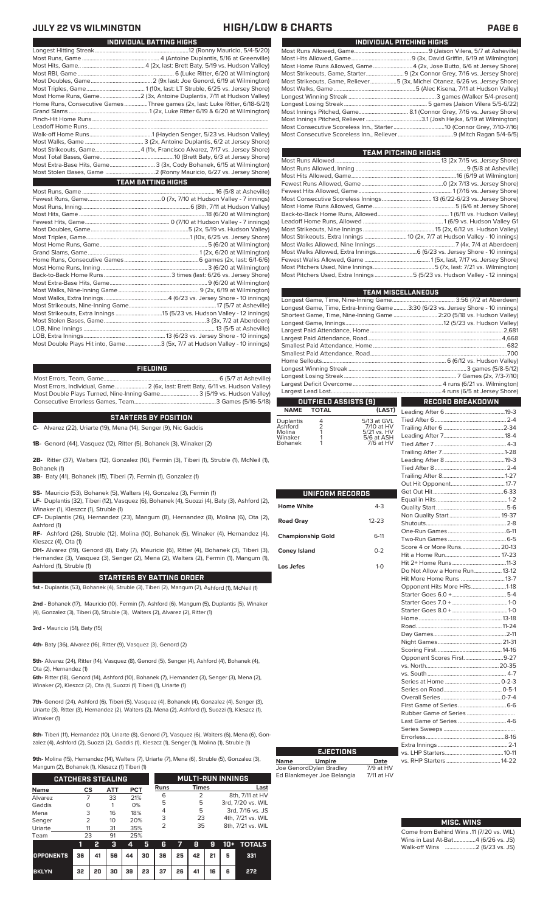# JULY 22 VS WILMINGTON — HIGH/LOW & CHARTS

## INDIVIDUAL BATTING HIGHS

Longest Hitting Streak.....12 (Ronny Mauricio, 5/4-5/20)
Most Runs, Game.....4 (Antoine Duplantis, 5/16 at Greenville)
Most Hits, Game.....4 (2x, last: Brett Baty, 5/19 vs. Hudson Valley)
Most RBI, Game.....6 (Luke Ritter, 6/20 at Wilmington)
Most Doubles, Game.....2 (9x last: Joe Genord, 6/19 at Wilmington)
Most Triples, Game.....1 (10x, last: LT Struble, 6/25 vs. Jersey Shore)
Most Home Runs, Game.....2 (3x, Antoine Duplantis, 7/11 at Hudson Valley)
Home Runs, Consecutive Games.....Three games (2x, last: Luke Ritter, 6/18-6/21)
Grand Slams.....1 (2x, Luke Ritter 6/19 & 6/20 at Wilmington)
Pinch-Hit Home Runs.....
Leadoff Home Runs.....
Walk-off Home Runs.....1 (Hayden Senger, 5/23 vs. Hudson Valley)
Most Walks, Game.....3 (2x, Antoine Duplantis, 6/2 at Jersey Shore)
Most Strikeouts, Game.....4 (11x, Francisco Alvarez, 7/17 vs. Jersey Shore)
Most Total Bases, Game.....10 (Brett Baty, 6/3 at Jersey Shore)
Most Extra-Base Hits, Game.....3 (3x, Cody Bohanek, 6/15 at Wilmington)
Most Stolen Bases, Game.....2 (Ronny Mauricio, 6/27 vs. Jersey Shore)

## TEAM BATTING HIGHS

Most Runs, Game.....16 (5/8 at Asheville)
Fewest Runs, Game.....0 (7x, 7/10 at Hudson Valley - 7 innings)
Most Runs, Inning.....6 (8th, 7/11 at Hudson Valley)
Most Hits, Game.....18 (6/20 at Wilmington)
Fewest Hits, Game.....0 (7/10 at Hudson Valley - 7 innings)
Most Doubles, Game.....5 (2x, 5/19 vs. Hudson Valley)
Most Triples, Game.....1 (10x, 6/25 vs. Jersey Shore)
Most Home Runs, Game.....5 (6/20 at Wilmington)
Grand Slams, Game.....1 (2x, 6/20 at Wilmington)
Home Runs, Consecutive Games.....6 games (2x, last: 6/1-6/6)
Most Home Runs, Inning.....3 (6/20 at Wilmington)
Back-to-Back Home Runs.....3 times (last: 6/26 vs. Jersey Shore)
Most Extra-Base Hits, Game.....9 (6/20 at Wilmington)
Most Walks, Nine-Inning Game.....9 (2x, 6/19 at Wilmington)
Most Walks, Extra Innings.....4 (6/23 vs. Jersey Shore - 10 innings)
Most Strikeouts, Nine-Inning Game.....17 (5/7 at Asheville)
Most Strikeouts, Extra Innings.....15 (5/23 vs. Hudson Valley - 12 innings)
Most Stolen Bases, Game.....3 (3x, 7/2 at Aberdeen)
LOB, Nine Innings.....13 (5/5 at Asheville)
LOB, Extra Innings.....13 (6/23 vs. Jersey Shore - 10 innings)
Most Double Plays Hit into, Game.....3 (5x, 7/7 at Hudson Valley - 10 innings)

## FIELDING

Most Errors, Team, Game.....6 (5/7 at Asheville)
Most Errors, Individual, Game.....2 (6x, last: Brett Baty, 6/11 vs. Hudson Valley)
Most Double Plays Turned, Nine-Inning Game.....3 (5/19 vs. Hudson Valley)
Consecutive Errorless Games, Team.....3 Games (5/16-5/18)

## STARTERS BY POSITION

**C-** Alvarez (22), Uriarte (19), Mena (14), Senger (9), Nic Gaddis

**1B-** Genord (44), Vasquez (12), Ritter (5), Bohanek (3), Winaker (2)

**2B-** Ritter (37), Walters (12), Gonzalez (10), Fermin (3), Tiberi (1), Struble (1), McNeil (1), Bohanek (1)

**3B-** Baty (41), Bohanek (15), Tiberi (7), Fermin (1), Gonzalez (1)

**SS-** Mauricio (53), Bohanek (5), Walters (4), Gonzalez (3), Fermin (1)

**LF-** Duplantis (32), Tiberi (12), Vasquez (6), Bohanek (4), Suozzi (4), Baty (3), Ashford (2), Winaker (1), Kleszcz (1), Struble (1)

**CF-** Duplantis (26), Hernandez (23), Mangum (8), Hernandez (8), Molina (6), Ota (2), Ashford (1)

**RF-** Ashford (26), Struble (12), Molina (10), Bohanek (5), Winaker (4), Hernandez (4), Kleszcz (4), Ota (1)

**DH-** Alvarez (19), Genord (8), Baty (7), Mauricio (6), Ritter (4), Bohanek (3), Tiberi (3), Hernandez (3), Vasquez (3), Senger (2), Mena (2), Walters (2), Fermin (1), Mangum (1), Ashford (1), Struble (1)

## STARTERS BY BATTING ORDER

**1st -** Duplantis (53), Bohanek (4), Struble (3), Tiberi (2), Mangum (2), Ashford (1), McNeil (1)

**2nd -** Bohanek (17), Mauricio (10), Fermin (7), Ashford (6), Mangum (5), Duplantis (5), Winaker (4), Gonzalez (3), Tiberi (3), Struble (3), Walters (2), Alvarez (2), Ritter (1)

**3rd -** Mauricio (51), Baty (15)

**4th-** Baty (36), Alvarez (16), Ritter (9), Vasquez (3), Genord (2)

**5th-** Alvarez (24), Ritter (14), Vasquez (8), Genord (5), Senger (4), Ashford (4), Bohanek (4), Ota (2), Hernandez (1)

**6th-** Ritter (18), Genord (14), Ashford (10), Bohanek (7), Hernandez (3), Senger (3), Mena (2), Winaker (2), Kleszcz (2), Ota (1), Suozzi (1) Tiberi (1), Uriarte (1)

**7th-** Genord (24), Ashford (6), Tiberi (5), Vasquez (4), Bohanek (4), Gonzalez (4), Senger (3), Uriarte (3), Ritter (3), Hernandez (2), Walters (2), Mena (2), Ashford (1), Suozzi (1), Kleszcz (1), Winaker (1)

**8th-** Tiberi (11), Hernandez (10), Uriarte (8), Genord (7), Vasquez (6), Walters (6), Mena (6), Gonzalez (4), Ashford (2), Suozzi (2), Gaddis (1), Kleszcz (1), Senger (1), Molina (1), Struble (1)

**9th-** Molina (15), Hernandez (14), Walters (7), Uriarte (7), Mena (6), Struble (5), Gonzalez (3), Mangum (2), Bohanek (1), Kleszcz (1) Tiberi (1)

## CATCHERS STEALING

| Name | CS | ATT | PCT |
|---|---|---|---|
| Alvarez | 7 | 33 | 21% |
| Gaddis | 0 | 1 | 0% |
| Mena | 3 | 16 | 18% |
| Senger | 2 | 10 | 20% |
| Uriarte | 11 | 31 | 35% |
| Team | 23 | 91 | 25% |

## MULTI-RUN INNINGS

| Runs | Times | Last |
|---|---|---|
| 6 | 2 | 8th, 7/11 at HV |
| 5 | 5 | 3rd, 7/20 vs. WIL |
| 4 | 5 | 3rd, 7/16 vs. JS |
| 3 | 23 | 4th, 7/21 vs. WIL |
| 2 | 35 | 8th, 7/21 vs. WIL |

| | 1 | 2 | 3 | 4 | 5 | 6 | 7 | 8 | 9 | 10+ | TOTALS |
|---|---|---|---|---|---|---|---|---|---|---|---|
| OPPONENTS | 36 | 41 | 56 | 44 | 30 | 36 | 25 | 42 | 21 | 5 | 331 |
| BKLYN | 32 | 20 | 30 | 39 | 23 | 37 | 26 | 41 | 16 | 6 | 272 |

## INDIVIDUAL PITCHING HIGHS

Most Runs Allowed, Game.....9 (Jaison Vilera, 5/7 at Asheville)
Most Hits Allowed, Game.....9 (3x, David Griffin, 6/19 at Wilmington)
Most Home Runs Allowed, Game.....4 (2x, Jose Butto, 6/6 at Jersey Shore)
Most Strikeouts, Game, Starter.....9 (2x Connor Grey, 7/16 vs. Jersey Shore)
Most Strikeouts, Game, Reliever.....5 (3x, Michel Otanez, 6/26 vs. Jersey Shore)
Most Walks, Game.....5 (Alec Kisena, 7/11 at Hudson Valley)
Longest Winning Streak.....3 games (Walker 5/4-present)
Longest Losing Streak.....5 games (Jaison Vilera 5/5-6/22)
Most Innings Pitched, Game.....8.1 (Connor Grey, 7/16 vs. Jersey Shore)
Most Innings Pitched, Reliever.....3.1 (Josh Hejka, 6/19 at Wilmington)
Most Consecutive Scoreless Inn., Starter.....10 (Connor Grey, 7/10-7/16)
Most Consecutive Scoreless Inn., Reliever.....9 (Mitch Ragan 5/4-6/5)

## TEAM PITCHING HIGHS

Most Runs Allowed.....13 (2x 7/15 vs. Jersey Shore)
Most Runs Allowed, Inning.....9 (5/8 at Asheville)
Most Hits Allowed, Game.....16 (6/19 at Wilmington)
Fewest Runs Allowed, Game.....0 (2x 7/13 vs. Jersey Shore)
Fewest Hits Allowed, Game.....1 (7/16 vs. Jersey Shore)
Most Consecutive Scoreless Innings.....13 (6/22-6/23 vs. Jersey Shore)
Most Home Runs Allowed, Game.....5 (6/6 at Jersey Shore)
Back-to-Back Home Runs, Allowed.....1 (6/11 vs. Hudson Valley)
Leadoff Home Runs Allowed.....1 (6/9 vs. Hudson Valley G1
Most Strikeouts, Nine Innings.....15 (2x, 6/12 vs. Hudson Valley)
Most Strikeouts, Extra Innings.....10 (2x, 7/7 at Hudson Valley - 10 innings)
Most Walks Allowed, Nine Innings.....7 (4x, 7/4 at Aberdeen)
Most Walks Allowed, Extra Innings.....6 (6/23 vs. Jersey Shore - 10 innings)
Fewest Walks Allowed, Game.....1 (5x, last, 7/17 vs. Jersey Shore)
Most Pitchers Used, Nine Innings.....5 (7x, last: 7/21 vs. Wilmington)
Most Pitchers Used, Extra Innings.....5 (5/23 vs. Hudson Valley - 12 innings)

## TEAM MISCELLANEOUS

Longest Game, Time, Nine-Inning Game.....3:56 (7/2 at Aberdeen)
Longest Game, Time, Extra-Inning Game.....3:30 (6/23 vs. Jersey Shore - 10 innings)
Shortest Game, Time, Nine-Inning Game.....2:20 (5/18 vs. Hudson Valley)
Longest Game, Innings.....12 (5/23 vs. Hudson Valley)
Largest Paid Attendance, Home.....2,681
Largest Paid Attendance, Road.....4,668
Smallest Paid Attendance, Home.....682
Smallest Paid Attendance, Road.....700
Home Sellouts.....6 (6/12 vs. Hudson Valley)
Longest Winning Streak.....3 games (5/8-5/12)
Longest Losing Streak.....7 Games (2x, 7/3-7/10)
Largest Deficit Overcome.....4 runs (6/21 vs. Wilmington)
Largest Lead Lost.....4 runs (6/5 at Jersey Shore)

## OUTFIELD ASSISTS (9)

| NAME | TOTAL | (LAST) |
|---|---|---|
| Duplantis | 4 | 5/13 at GVL |
| Ashford | 2 | 7/10 at HV |
| Molina | 1 | 5/21 vs. HV |
| Winaker | 1 | 5/6 at ASH |
| Bohanek | 1 | 7/6 at HV |

## UNIFORM RECORDS

| | |
|---|---|
| Home White | 4-3 |
| Road Gray | 12-23 |
| Championship Gold | 6-11 |
| Coney Island | 0-2 |
| Los Jefes | 1-0 |

## EJECTIONS

| Name | Umpire | Date |
|---|---|---|
| Joe Genord | Dylan Bradley | 7/9 at HV |
| Ed Blankmeyer | Joe Belangia | 7/11 at HV |

## RECORD BREAKDOWN

Leading After 6.....19-3
Tied After 6.....2-4
Trailing After 6.....2-34
Leading After 7.....18-4
Tied After 7.....4-3
Trailing After 7.....1-28
Leading After 8.....19-3
Tied After 8.....2-4
Trailing After 8.....1-27
Out Hit Opponent.....17-7
Get Out Hit.....6-33
Equal in Hits.....1-2
Quality Start.....5-6
Non Quality Start.....19-37
Shutouts.....2-8
One-Run Games.....6-11
Two-Run Games.....6-5
Score 4 or More Runs.....20-13
Hit a Home Run.....17-23
Hit 2+ Home Runs.....11-3
Do Not Allow a Home Run.....13-12
Hit More Home Runs.....13-7
Opponent Hits More HRs.....1-18
Starter Goes 6.0 +.....5-4
Starter Goes 7.0 +.....1-0
Starter Goes 8.0 +.....1-0
Home.....13-18
Road.....11-24
Day Games.....2-11
Night Games.....21-31
Scoring First.....14-16
Opponent Scores First.....9-27
vs. North.....20-35
vs. South.....4-7
Series at Home.....0-2-3
Series on Road.....0-5-1
Overall Series.....0-7-4
First Game of Series.....6-6
Rubber Game of Series.....
Last Game of Series.....4-6
Series Sweeps.....
Errorless.....8-16
Extra Innings.....2-1
vs. LHP Starters.....10-11
vs. RHP Starters.....14-22

## MISC. WINS

Come from Behind Wins .11 (7/20 vs. WIL)
Wins in Last At-Bat.....4 (6/26 vs. JS)
Walk-off Wins.....2 (6/23 vs. JS)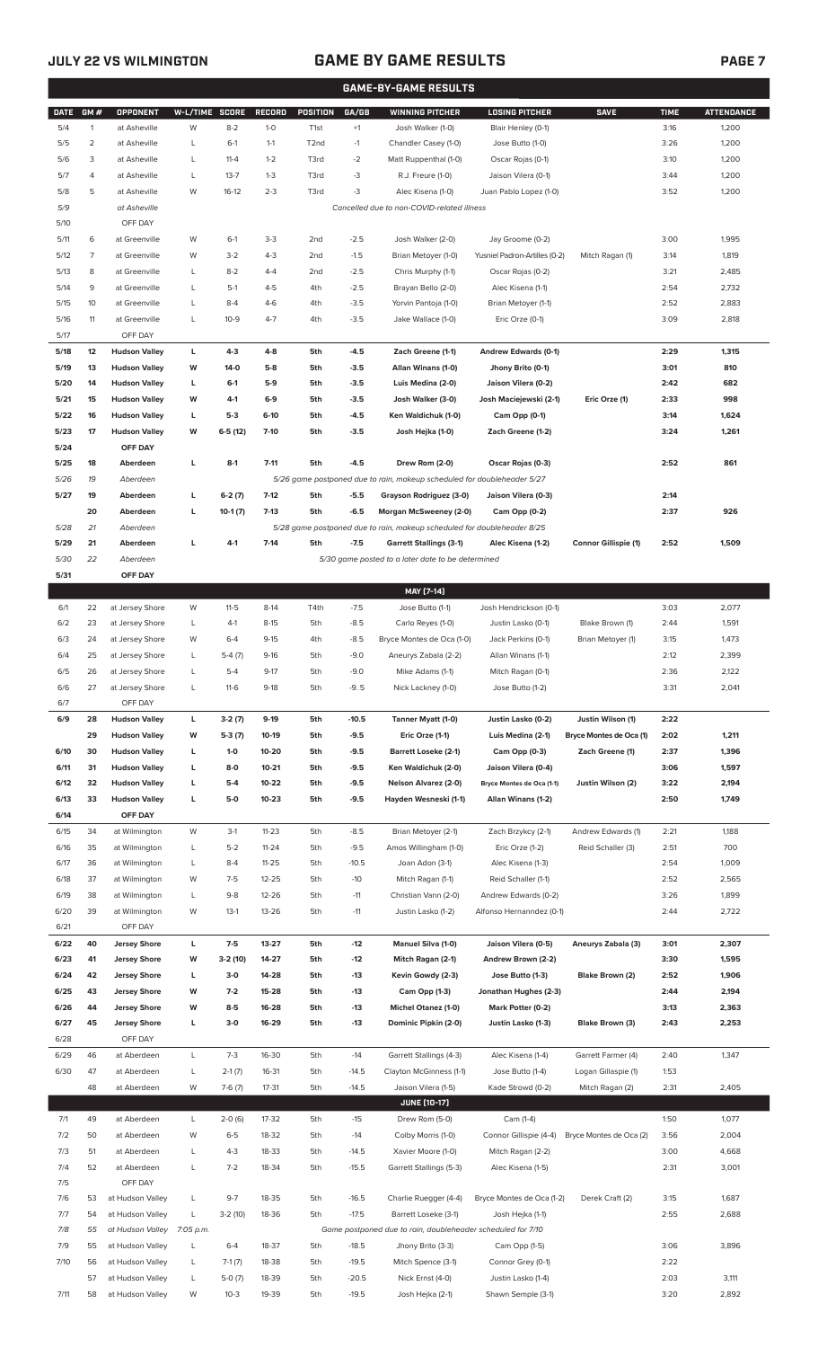## GAME BY GAME RESULTS

### GAME-BY-GAME RESULTS

| DATE | GM # | OPPONENT | W-L/TIME | SCORE | RECORD | POSITION | GA/GB | WINNING PITCHER | LOSING PITCHER | SAVE | TIME | ATTENDANCE |
|---|---|---|---|---|---|---|---|---|---|---|---|---|
| 5/4 | 1 | at Asheville | W | 8-2 | 1-0 | T1st | +1 | Josh Walker (1-0) | Blair Henley (0-1) | | 3:16 | 1,200 |
| 5/5 | 2 | at Asheville | L | 6-1 | 1-1 | T2nd | -1 | Chandler Casey (1-0) | Jose Butto (1-0) | | 3:26 | 1,200 |
| 5/6 | 3 | at Asheville | L | 11-4 | 1-2 | T3rd | -2 | Matt Ruppenthal (1-0) | Oscar Rojas (0-1) | | 3:10 | 1,200 |
| 5/7 | 4 | at Asheville | L | 13-7 | 1-3 | T3rd | -3 | R.J. Freure (1-0) | Jaison Vilera (0-1) | | 3:44 | 1,200 |
| 5/8 | 5 | at Asheville | W | 16-12 | 2-3 | T3rd | -3 | Alec Kisena (1-0) | Juan Pablo Lopez (1-0) | | 3:52 | 1,200 |
| 5/9 | | at Asheville | | | | | | Cancelled due to non-COVID-related illness | | | | |
| 5/10 | | OFF DAY | | | | | | | | | | |
| 5/11 | 6 | at Greenville | W | 6-1 | 3-3 | 2nd | -2.5 | Josh Walker (2-0) | Jay Groome (0-2) | | 3:00 | 1,995 |
| 5/12 | 7 | at Greenville | W | 3-2 | 4-3 | 2nd | -1.5 | Brian Metoyer (1-0) | Yusniel Padron-Artilles (0-2) | Mitch Ragan (1) | 3:14 | 1,819 |
| 5/13 | 8 | at Greenville | L | 8-2 | 4-4 | 2nd | -2.5 | Chris Murphy (1-1) | Oscar Rojas (0-2) | | 3:21 | 2,485 |
| 5/14 | 9 | at Greenville | L | 5-1 | 4-5 | 4th | -2.5 | Brayan Bello (2-0) | Alec Kisena (1-1) | | 2:54 | 2,732 |
| 5/15 | 10 | at Greenville | L | 8-4 | 4-6 | 4th | -3.5 | Yorvin Pantoja (1-0) | Brian Metoyer (1-1) | | 2:52 | 2,883 |
| 5/16 | 11 | at Greenville | L | 10-9 | 4-7 | 4th | -3.5 | Jake Wallace (1-0) | Eric Orze (0-1) | | 3:09 | 2,818 |
| 5/17 | | OFF DAY | | | | | | | | | | |
| **5/18** | **12** | **Hudson Valley** | **L** | **4-3** | **4-8** | **5th** | **-4.5** | **Zach Greene (1-1)** | **Andrew Edwards (0-1)** | | **2:29** | **1,315** |
| **5/19** | **13** | **Hudson Valley** | **W** | **14-0** | **5-8** | **5th** | **-3.5** | **Allan Winans (1-0)** | **Jhony Brito (0-1)** | | **3:01** | **810** |
| **5/20** | **14** | **Hudson Valley** | **L** | **6-1** | **5-9** | **5th** | **-3.5** | **Luis Medina (2-0)** | **Jaison Vilera (0-2)** | | **2:42** | **682** |
| **5/21** | **15** | **Hudson Valley** | **W** | **4-1** | **6-9** | **5th** | **-3.5** | **Josh Walker (3-0)** | **Josh Maciejewski (2-1)** | **Eric Orze (1)** | **2:33** | **998** |
| **5/22** | **16** | **Hudson Valley** | **L** | **5-3** | **6-10** | **5th** | **-4.5** | **Ken Waldichuk (1-0)** | **Cam Opp (0-1)** | | **3:14** | **1,624** |
| **5/23** | **17** | **Hudson Valley** | **W** | **6-5 (12)** | **7-10** | **5th** | **-3.5** | **Josh Hejka (1-0)** | **Zach Greene (1-2)** | | **3:24** | **1,261** |
| **5/24** | | **OFF DAY** | | | | | | | | | | |
| **5/25** | **18** | **Aberdeen** | **L** | **8-1** | **7-11** | **5th** | **-4.5** | **Drew Rom (2-0)** | **Oscar Rojas (0-3)** | | **2:52** | **861** |
| *5/26* | *19* | *Aberdeen* | | | | | | *5/26 game postponed due to rain, makeup scheduled for doubleheader 5/27* | | | | |
| **5/27** | **19** | **Aberdeen** | **L** | **6-2 (7)** | **7-12** | **5th** | **-5.5** | **Grayson Rodriguez (3-0)** | **Jaison Vilera (0-3)** | | **2:14** | |
| | **20** | **Aberdeen** | **L** | **10-1 (7)** | **7-13** | **5th** | **-6.5** | **Morgan McSweeney (2-0)** | **Cam Opp (0-2)** | | **2:37** | **926** |
| *5/28* | *21* | *Aberdeen* | | | | | | *5/28 game postponed due to rain, makeup scheduled for doubleheader 8/25* | | | | |
| **5/29** | **21** | **Aberdeen** | **L** | **4-1** | **7-14** | **5th** | **-7.5** | **Garrett Stallings (3-1)** | **Alec Kisena (1-2)** | **Connor Gillispie (1)** | **2:52** | **1,509** |
| *5/30* | *22* | *Aberdeen* | | | | | | *5/30 game posted to a later date to be determined* | | | | |
| **5/31** | | **OFF DAY** | | | | | | | | | | |
| | | | | | | | | **MAY [7-14]** | | | | |
| 6/1 | 22 | at Jersey Shore | W | 11-5 | 8-14 | T4th | -7.5 | Jose Butto (1-1) | Josh Hendrickson (0-1) | | 3:03 | 2,077 |
| 6/2 | 23 | at Jersey Shore | L | 4-1 | 8-15 | 5th | -8.5 | Carlo Reyes (1-0) | Justin Lasko (0-1) | Blake Brown (1) | 2:44 | 1,591 |
| 6/3 | 24 | at Jersey Shore | W | 6-4 | 9-15 | 4th | -8.5 | Bryce Montes de Oca (1-0) | Jack Perkins (0-1) | Brian Metoyer (1) | 3:15 | 1,473 |
| 6/4 | 25 | at Jersey Shore | L | 5-4 (7) | 9-16 | 5th | -9.0 | Aneurys Zabala (2-2) | Allan Winans (1-1) | | 2:12 | 2,399 |
| 6/5 | 26 | at Jersey Shore | L | 5-4 | 9-17 | 5th | -9.0 | Mike Adams (1-1) | Mitch Ragan (0-1) | | 2:36 | 2,122 |
| 6/6 | 27 | at Jersey Shore | L | 11-6 | 9-18 | 5th | -9..5 | Nick Lackney (1-0) | Jose Butto (1-2) | | 3:31 | 2,041 |
| 6/7 | | OFF DAY | | | | | | | | | | |
| **6/9** | **28** | **Hudson Valley** | **L** | **3-2 (7)** | **9-19** | **5th** | **-10.5** | **Tanner Myatt (1-0)** | **Justin Lasko (0-2)** | **Justin Wilson (1)** | **2:22** | |
| | **29** | **Hudson Valley** | **W** | **5-3 (7)** | **10-19** | **5th** | **-9.5** | **Eric Orze (1-1)** | **Luis Medina (2-1)** | **Bryce Montes de Oca (1)** | **2:02** | **1,211** |
| **6/10** | **30** | **Hudson Valley** | **L** | **1-0** | **10-20** | **5th** | **-9.5** | **Barrett Loseke (2-1)** | **Cam Opp (0-3)** | **Zach Greene (1)** | **2:37** | **1,396** |
| **6/11** | **31** | **Hudson Valley** | **L** | **8-0** | **10-21** | **5th** | **-9.5** | **Ken Waldichuk (2-0)** | **Jaison Vilera (0-4)** | | **3:06** | **1,597** |
| **6/12** | **32** | **Hudson Valley** | **L** | **5-4** | **10-22** | **5th** | **-9.5** | **Nelson Alvarez (2-0)** | **Bryce Montes de Oca (1-1)** | **Justin Wilson (2)** | **3:22** | **2,194** |
| **6/13** | **33** | **Hudson Valley** | **L** | **5-0** | **10-23** | **5th** | **-9.5** | **Hayden Wesneski (1-1)** | **Allan Winans (1-2)** | | **2:50** | **1,749** |
| **6/14** | | **OFF DAY** | | | | | | | | | | |
| 6/15 | 34 | at Wilmington | W | 3-1 | 11-23 | 5th | -8.5 | Brian Metoyer (2-1) | Zach Brzykcy (2-1) | Andrew Edwards (1) | 2:21 | 1,188 |
| 6/16 | 35 | at Wilmington | L | 5-2 | 11-24 | 5th | -9.5 | Amos Willingham (1-0) | Eric Orze (1-2) | Reid Schaller (3) | 2:51 | 700 |
| 6/17 | 36 | at Wilmington | L | 8-4 | 11-25 | 5th | -10.5 | Joan Adon (3-1) | Alec Kisena (1-3) | | 2:54 | 1,009 |
| 6/18 | 37 | at Wilmington | W | 7-5 | 12-25 | 5th | -10 | Mitch Ragan (1-1) | Reid Schaller (1-1) | | 2:52 | 2,565 |
| 6/19 | 38 | at Wilmington | L | 9-8 | 12-26 | 5th | -11 | Christian Vann (2-0) | Andrew Edwards (0-2) | | 3:26 | 1,899 |
| 6/20 | 39 | at Wilmington | W | 13-1 | 13-26 | 5th | -11 | Justin Lasko (1-2) | Alfonso Hernanndez (0-1) | | 2:44 | 2,722 |
| 6/21 | | OFF DAY | | | | | | | | | | |
| **6/22** | **40** | **Jersey Shore** | **L** | **7-5** | **13-27** | **5th** | **-12** | **Manuel Silva (1-0)** | **Jaison Vilera (0-5)** | **Aneurys Zabala (3)** | **3:01** | **2,307** |
| **6/23** | **41** | **Jersey Shore** | **W** | **3-2 (10)** | **14-27** | **5th** | **-12** | **Mitch Ragan (2-1)** | **Andrew Brown (2-2)** | | **3:30** | **1,595** |
| **6/24** | **42** | **Jersey Shore** | **L** | **3-0** | **14-28** | **5th** | **-13** | **Kevin Gowdy (2-3)** | **Jose Butto (1-3)** | **Blake Brown (2)** | **2:52** | **1,906** |
| **6/25** | **43** | **Jersey Shore** | **W** | **7-2** | **15-28** | **5th** | **-13** | **Cam Opp (1-3)** | **Jonathan Hughes (2-3)** | | **2:44** | **2,194** |
| **6/26** | **44** | **Jersey Shore** | **W** | **8-5** | **16-28** | **5th** | **-13** | **Michel Otanez (1-0)** | **Mark Potter (0-2)** | | **3:13** | **2,363** |
| **6/27** | **45** | **Jersey Shore** | **L** | **3-0** | **16-29** | **5th** | **-13** | **Dominic Pipkin (2-0)** | **Justin Lasko (1-3)** | **Blake Brown (3)** | **2:43** | **2,253** |
| 6/28 | | OFF DAY | | | | | | | | | | |
| 6/29 | 46 | at Aberdeen | L | 7-3 | 16-30 | 5th | -14 | Garrett Stallings (4-3) | Alec Kisena (1-4) | Garrett Farmer (4) | 2:40 | 1,347 |
| 6/30 | 47 | at Aberdeen | L | 2-1 (7) | 16-31 | 5th | -14.5 | Clayton McGinness (1-1) | Jose Butto (1-4) | Logan Gillaspie (1) | 1:53 | |
| | 48 | at Aberdeen | W | 7-6 (7) | 17-31 | 5th | -14.5 | Jaison Vilera (1-5) | Kade Strowd (0-2) | Mitch Ragan (2) | 2:31 | 2,405 |
| | | | | | | | | **JUNE [10-17]** | | | | |
| 7/1 | 49 | at Aberdeen | L | 2-0 (6) | 17-32 | 5th | -15 | Drew Rom (5-0) | Cam (1-4) | | 1:50 | 1,077 |
| 7/2 | 50 | at Aberdeen | W | 6-5 | 18-32 | 5th | -14 | Colby Morris (1-0) | Connor Gillispie (4-4) | Bryce Montes de Oca (2) | 3:56 | 2,004 |
| 7/3 | 51 | at Aberdeen | L | 4-3 | 18-33 | 5th | -14.5 | Xavier Moore (1-0) | Mitch Ragan (2-2) | | 3:00 | 4,668 |
| 7/4 | 52 | at Aberdeen | L | 7-2 | 18-34 | 5th | -15.5 | Garrett Stallings (5-3) | Alec Kisena (1-5) | | 2:31 | 3,001 |
| 7/5 | | OFF DAY | | | | | | | | | | |
| 7/6 | 53 | at Hudson Valley | L | 9-7 | 18-35 | 5th | -16.5 | Charlie Ruegger (4-4) | Bryce Montes de Oca (1-2) | Derek Craft (2) | 3:15 | 1,687 |
| 7/7 | 54 | at Hudson Valley | L | 3-2 (10) | 18-36 | 5th | -17.5 | Barrett Loseke (3-1) | Josh Hejka (1-1) | | 2:55 | 2,688 |
| *7/8* | *55* | *at Hudson Valley* | *7:05 p.m.* | | | | | *Game postponed due to rain, doubleheader scheduled for 7/10* | | | | |
| 7/9 | 55 | at Hudson Valley | L | 6-4 | 18-37 | 5th | -18.5 | Jhony Brito (3-3) | Cam Opp (1-5) | | 3:06 | 3,896 |
| 7/10 | 56 | at Hudson Valley | L | 7-1 (7) | 18-38 | 5th | -19.5 | Mitch Spence (3-1) | Connor Grey (0-1) | | 2:22 | |
| | 57 | at Hudson Valley | L | 5-0 (7) | 18-39 | 5th | -20.5 | Nick Ernst (4-0) | Justin Lasko (1-4) | | 2:03 | 3,111 |
| 7/11 | 58 | at Hudson Valley | W | 10-3 | 19-39 | 5th | -19.5 | Josh Hejka (2-1) | Shawn Semple (3-1) | | 3:20 | 2,892 |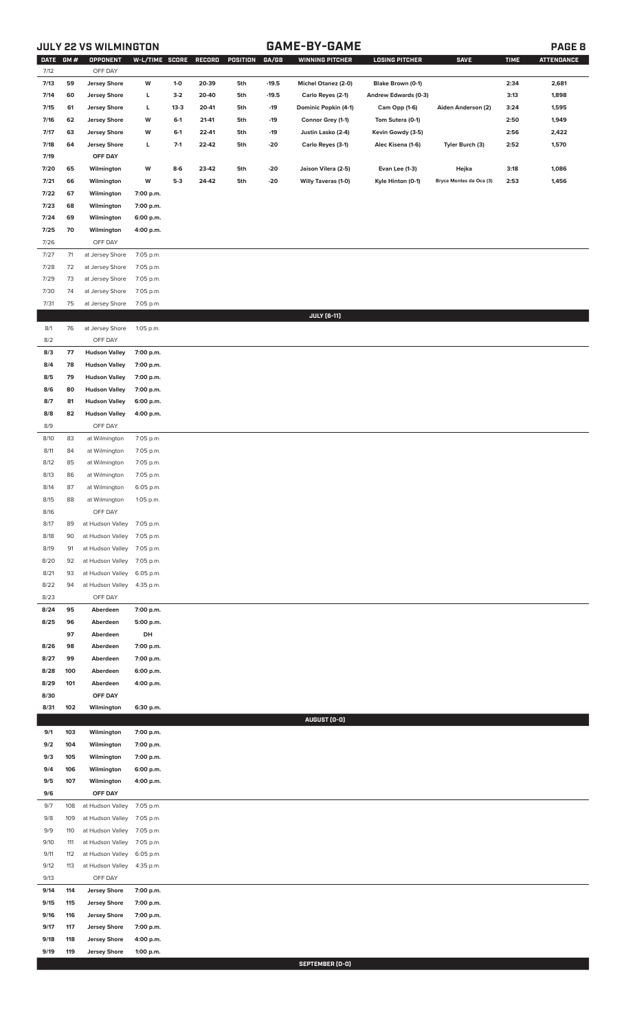## JULY 22 VS WILMINGTON — GAME-BY-GAME

| DATE | GM # | OPPONENT | W-L/TIME | SCORE | RECORD | POSITION | GA/GB | WINNING PITCHER | LOSING PITCHER | SAVE | TIME | ATTENDANCE |
|---|---|---|---|---|---|---|---|---|---|---|---|---|
| 7/12 | | OFF DAY | | | | | | | | | | |
| 7/13 | 59 | Jersey Shore | W | 1-0 | 20-39 | 5th | -19.5 | Michel Otanez (2-0) | Blake Brown (0-1) | | 2:34 | 2,681 |
| 7/14 | 60 | Jersey Shore | L | 3-2 | 20-40 | 5th | -19.5 | Carlo Reyes (2-1) | Andrew Edwards (0-3) | | 3:13 | 1,898 |
| 7/15 | 61 | Jersey Shore | L | 13-3 | 20-41 | 5th | -19 | Dominic Popkin (4-1) | Cam Opp (1-6) | Aiden Anderson (2) | 3:24 | 1,595 |
| 7/16 | 62 | Jersey Shore | W | 6-1 | 21-41 | 5th | -19 | Connor Grey (1-1) | Tom Sutera (0-1) | | 2:50 | 1,949 |
| 7/17 | 63 | Jersey Shore | W | 6-1 | 22-41 | 5th | -19 | Justin Lasko (2-4) | Kevin Gowdy (3-5) | | 2:56 | 2,422 |
| 7/18 | 64 | Jersey Shore | L | 7-1 | 22-42 | 5th | -20 | Carlo Reyes (3-1) | Alec Kisena (1-6) | Tyler Burch (3) | 2:52 | 1,570 |
| 7/19 | | OFF DAY | | | | | | | | | | |
| 7/20 | 65 | Wilmington | W | 8-6 | 23-42 | 5th | -20 | Jaison Vilera (2-5) | Evan Lee (1-3) | Hejka | 3:18 | 1,086 |
| 7/21 | 66 | Wilmington | W | 5-3 | 24-42 | 5th | -20 | Willy Taveras (1-0) | Kyle Hinton (0-1) | Bryce Montes de Oca (3) | 2:53 | 1,456 |
| 7/22 | 67 | Wilmington | 7:00 p.m. | | | | | | | | | |
| 7/23 | 68 | Wilmington | 7:00 p.m. | | | | | | | | | |
| 7/24 | 69 | Wilmington | 6:00 p.m. | | | | | | | | | |
| 7/25 | 70 | Wilmington | 4:00 p.m. | | | | | | | | | |
| 7/26 | | OFF DAY | | | | | | | | | | |
| 7/27 | 71 | at Jersey Shore | 7:05 p.m. | | | | | | | | | |
| 7/28 | 72 | at Jersey Shore | 7:05 p.m. | | | | | | | | | |
| 7/29 | 73 | at Jersey Shore | 7:05 p.m. | | | | | | | | | |
| 7/30 | 74 | at Jersey Shore | 7:05 p.m. | | | | | | | | | |
| 7/31 | 75 | at Jersey Shore | 7:05 p.m. | | | | | | | | | |
| | | | | | | | | **JULY [6-11]** | | | | |
| 8/1 | 76 | at Jersey Shore | 1:05 p.m. | | | | | | | | | |
| 8/2 | | OFF DAY | | | | | | | | | | |
| 8/3 | 77 | Hudson Valley | 7:00 p.m. | | | | | | | | | |
| 8/4 | 78 | Hudson Valley | 7:00 p.m. | | | | | | | | | |
| 8/5 | 79 | Hudson Valley | 7:00 p.m. | | | | | | | | | |
| 8/6 | 80 | Hudson Valley | 7:00 p.m. | | | | | | | | | |
| 8/7 | 81 | Hudson Valley | 6:00 p.m. | | | | | | | | | |
| 8/8 | 82 | Hudson Valley | 4:00 p.m. | | | | | | | | | |
| 8/9 | | OFF DAY | | | | | | | | | | |
| 8/10 | 83 | at Wilmington | 7:05 p.m. | | | | | | | | | |
| 8/11 | 84 | at Wilmington | 7:05 p.m. | | | | | | | | | |
| 8/12 | 85 | at Wilmington | 7:05 p.m. | | | | | | | | | |
| 8/13 | 86 | at Wilmington | 7:05 p.m. | | | | | | | | | |
| 8/14 | 87 | at Wilmington | 6:05 p.m. | | | | | | | | | |
| 8/15 | 88 | at Wilmington | 1:05 p.m. | | | | | | | | | |
| 8/16 | | OFF DAY | | | | | | | | | | |
| 8/17 | 89 | at Hudson Valley | 7:05 p.m. | | | | | | | | | |
| 8/18 | 90 | at Hudson Valley | 7:05 p.m. | | | | | | | | | |
| 8/19 | 91 | at Hudson Valley | 7:05 p.m. | | | | | | | | | |
| 8/20 | 92 | at Hudson Valley | 7:05 p.m. | | | | | | | | | |
| 8/21 | 93 | at Hudson Valley | 6:05 p.m. | | | | | | | | | |
| 8/22 | 94 | at Hudson Valley | 4:35 p.m. | | | | | | | | | |
| 8/23 | | OFF DAY | | | | | | | | | | |
| 8/24 | 95 | Aberdeen | 7:00 p.m. | | | | | | | | | |
| 8/25 | 96 | Aberdeen | 5:00 p.m. | | | | | | | | | |
| | 97 | Aberdeen | DH | | | | | | | | | |
| 8/26 | 98 | Aberdeen | 7:00 p.m. | | | | | | | | | |
| 8/27 | 99 | Aberdeen | 7:00 p.m. | | | | | | | | | |
| 8/28 | 100 | Aberdeen | 6:00 p.m. | | | | | | | | | |
| 8/29 | 101 | Aberdeen | 4:00 p.m. | | | | | | | | | |
| 8/30 | | OFF DAY | | | | | | | | | | |
| 8/31 | 102 | Wilmington | 6:30 p.m. | | | | | | | | | |
| | | | | | | | | **AUGUST [0-0]** | | | | |
| 9/1 | 103 | Wilmington | 7:00 p.m. | | | | | | | | | |
| 9/2 | 104 | Wilmington | 7:00 p.m. | | | | | | | | | |
| 9/3 | 105 | Wilmington | 7:00 p.m. | | | | | | | | | |
| 9/4 | 106 | Wilmington | 6:00 p.m. | | | | | | | | | |
| 9/5 | 107 | Wilmington | 4:00 p.m. | | | | | | | | | |
| 9/6 | | OFF DAY | | | | | | | | | | |
| 9/7 | 108 | at Hudson Valley | 7:05 p.m. | | | | | | | | | |
| 9/8 | 109 | at Hudson Valley | 7:05 p.m. | | | | | | | | | |
| 9/9 | 110 | at Hudson Valley | 7:05 p.m. | | | | | | | | | |
| 9/10 | 111 | at Hudson Valley | 7:05 p.m. | | | | | | | | | |
| 9/11 | 112 | at Hudson Valley | 6:05 p.m. | | | | | | | | | |
| 9/12 | 113 | at Hudson Valley | 4:35 p.m. | | | | | | | | | |
| 9/13 | | OFF DAY | | | | | | | | | | |
| 9/14 | 114 | Jersey Shore | 7:00 p.m. | | | | | | | | | |
| 9/15 | 115 | Jersey Shore | 7:00 p.m. | | | | | | | | | |
| 9/16 | 116 | Jersey Shore | 7:00 p.m. | | | | | | | | | |
| 9/17 | 117 | Jersey Shore | 7:00 p.m. | | | | | | | | | |
| 9/18 | 118 | Jersey Shore | 4:00 p.m. | | | | | | | | | |
| 9/19 | 119 | Jersey Shore | 1:00 p.m. | | | | | | | | | |
| | | | | | | | | **SEPTEMBER [0-0]** | | | | |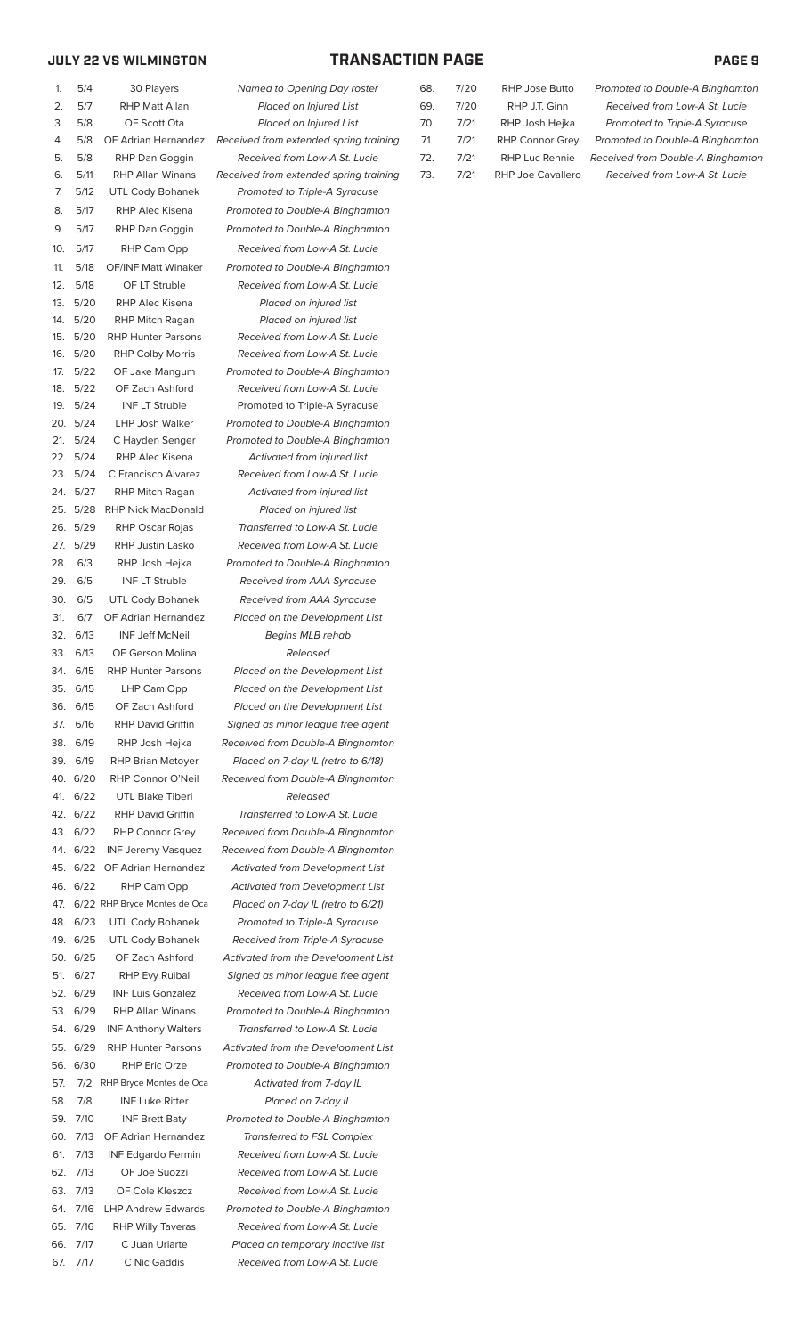# TRANSACTION PAGE

| | | | |
|---|---|---|---|
| 1. | 5/4 | 30 Players | *Named to Opening Day roster* |
| 2. | 5/7 | RHP Matt Allan | *Placed on Injured List* |
| 3. | 5/8 | OF Scott Ota | *Placed on Injured List* |
| 4. | 5/8 | OF Adrian Hernandez | *Received from extended spring training* |
| 5. | 5/8 | RHP Dan Goggin | *Received from Low-A St. Lucie* |
| 6. | 5/11 | RHP Allan Winans | *Received from extended spring training* |
| 7. | 5/12 | UTL Cody Bohanek | *Promoted to Triple-A Syracuse* |
| 8. | 5/17 | RHP Alec Kisena | *Promoted to Double-A Binghamton* |
| 9. | 5/17 | RHP Dan Goggin | *Promoted to Double-A Binghamton* |
| 10. | 5/17 | RHP Cam Opp | *Received from Low-A St. Lucie* |
| 11. | 5/18 | OF/INF Matt Winaker | *Promoted to Double-A Binghamton* |
| 12. | 5/18 | OF LT Struble | *Received from Low-A St. Lucie* |
| 13. | 5/20 | RHP Alec Kisena | *Placed on injured list* |
| 14. | 5/20 | RHP Mitch Ragan | *Placed on injured list* |
| 15. | 5/20 | RHP Hunter Parsons | *Received from Low-A St. Lucie* |
| 16. | 5/20 | RHP Colby Morris | *Received from Low-A St. Lucie* |
| 17. | 5/22 | OF Jake Mangum | *Promoted to Double-A Binghamton* |
| 18. | 5/22 | OF Zach Ashford | *Received from Low-A St. Lucie* |
| 19. | 5/24 | INF LT Struble | Promoted to Triple-A Syracuse |
| 20. | 5/24 | LHP Josh Walker | *Promoted to Double-A Binghamton* |
| 21. | 5/24 | C Hayden Senger | *Promoted to Double-A Binghamton* |
| 22. | 5/24 | RHP Alec Kisena | *Activated from injured list* |
| 23. | 5/24 | C Francisco Alvarez | *Received from Low-A St. Lucie* |
| 24. | 5/27 | RHP Mitch Ragan | *Activated from injured list* |
| 25. | 5/28 | RHP Nick MacDonald | *Placed on injured list* |
| 26. | 5/29 | RHP Oscar Rojas | *Transferred to Low-A St. Lucie* |
| 27. | 5/29 | RHP Justin Lasko | *Received from Low-A St. Lucie* |
| 28. | 6/3 | RHP Josh Hejka | *Promoted to Double-A Binghamton* |
| 29. | 6/5 | INF LT Struble | *Received from AAA Syracuse* |
| 30. | 6/5 | UTL Cody Bohanek | *Received from AAA Syracuse* |
| 31. | 6/7 | OF Adrian Hernandez | *Placed on the Development List* |
| 32. | 6/13 | INF Jeff McNeil | *Begins MLB rehab* |
| 33. | 6/13 | OF Gerson Molina | *Released* |
| 34. | 6/15 | RHP Hunter Parsons | *Placed on the Development List* |
| 35. | 6/15 | LHP Cam Opp | *Placed on the Development List* |
| 36. | 6/15 | OF Zach Ashford | *Placed on the Development List* |
| 37. | 6/16 | RHP David Griffin | *Signed as minor league free agent* |
| 38. | 6/19 | RHP Josh Hejka | *Received from Double-A Binghamton* |
| 39. | 6/19 | RHP Brian Metoyer | *Placed on 7-day IL (retro to 6/18)* |
| 40. | 6/20 | RHP Connor O'Neil | *Received from Double-A Binghamton* |
| 41. | 6/22 | UTL Blake Tiberi | *Released* |
| 42. | 6/22 | RHP David Griffin | *Transferred to Low-A St. Lucie* |
| 43. | 6/22 | RHP Connor Grey | *Received from Double-A Binghamton* |
| 44. | 6/22 | INF Jeremy Vasquez | *Received from Double-A Binghamton* |
| 45. | 6/22 | OF Adrian Hernandez | *Activated from Development List* |
| 46. | 6/22 | RHP Cam Opp | *Activated from Development List* |
| 47. | 6/22 | RHP Bryce Montes de Oca | *Placed on 7-day IL (retro to 6/21)* |
| 48. | 6/23 | UTL Cody Bohanek | *Promoted to Triple-A Syracuse* |
| 49. | 6/25 | UTL Cody Bohanek | *Received from Triple-A Syracuse* |
| 50. | 6/25 | OF Zach Ashford | *Activated from the Development List* |
| 51. | 6/27 | RHP Evy Ruibal | *Signed as minor league free agent* |
| 52. | 6/29 | INF Luis Gonzalez | *Received from Low-A St. Lucie* |
| 53. | 6/29 | RHP Allan Winans | *Promoted to Double-A Binghamton* |
| 54. | 6/29 | INF Anthony Walters | *Transferred to Low-A St. Lucie* |
| 55. | 6/29 | RHP Hunter Parsons | *Activated from the Development List* |
| 56. | 6/30 | RHP Eric Orze | *Promoted to Double-A Binghamton* |
| 57. | 7/2 | RHP Bryce Montes de Oca | *Activated from 7-day IL* |
| 58. | 7/8 | INF Luke Ritter | *Placed on 7-day IL* |
| 59. | 7/10 | INF Brett Baty | *Promoted to Double-A Binghamton* |
| 60. | 7/13 | OF Adrian Hernandez | *Transferred to FSL Complex* |
| 61. | 7/13 | INF Edgardo Fermin | *Received from Low-A St. Lucie* |
| 62. | 7/13 | OF Joe Suozzi | *Received from Low-A St. Lucie* |
| 63. | 7/13 | OF Cole Kleszcz | *Received from Low-A St. Lucie* |
| 64. | 7/16 | LHP Andrew Edwards | *Promoted to Double-A Binghamton* |
| 65. | 7/16 | RHP Willy Taveras | *Received from Low-A St. Lucie* |
| 66. | 7/17 | C Juan Uriarte | *Placed on temporary inactive list* |
| 67. | 7/17 | C Nic Gaddis | *Received from Low-A St. Lucie* |
| 68. | 7/20 | RHP Jose Butto | *Promoted to Double-A Binghamton* |
| 69. | 7/20 | RHP J.T. Ginn | *Received from Low-A St. Lucie* |
| 70. | 7/21 | RHP Josh Hejka | *Promoted to Triple-A Syracuse* |
| 71. | 7/21 | RHP Connor Grey | *Promoted to Double-A Binghamton* |
| 72. | 7/21 | RHP Luc Rennie | *Received from Double-A Binghamton* |
| 73. | 7/21 | RHP Joe Cavallero | *Received from Low-A St. Lucie* |